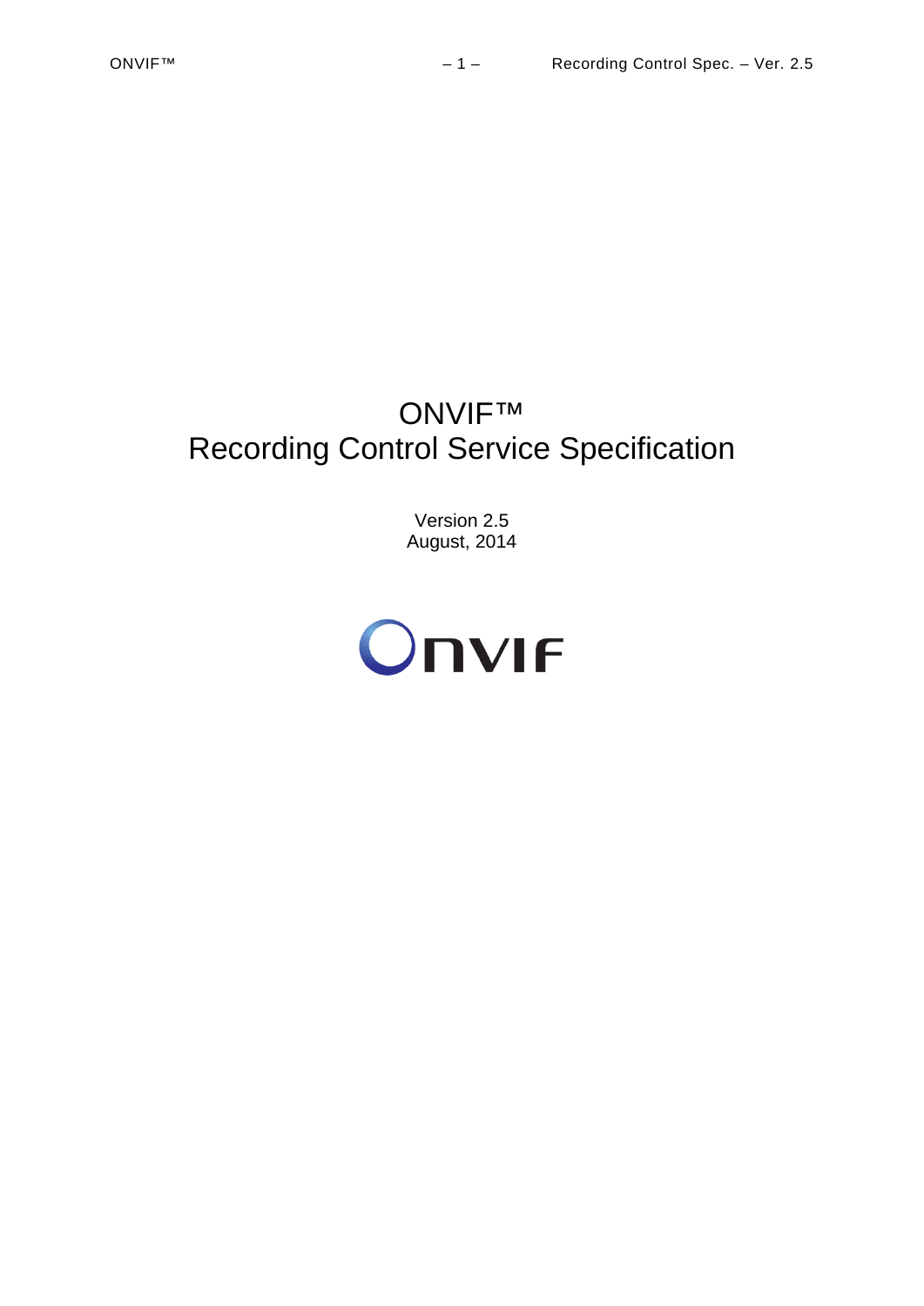# ONVIF™
# Recording Control Service Specification

Version 2.5
August, 2014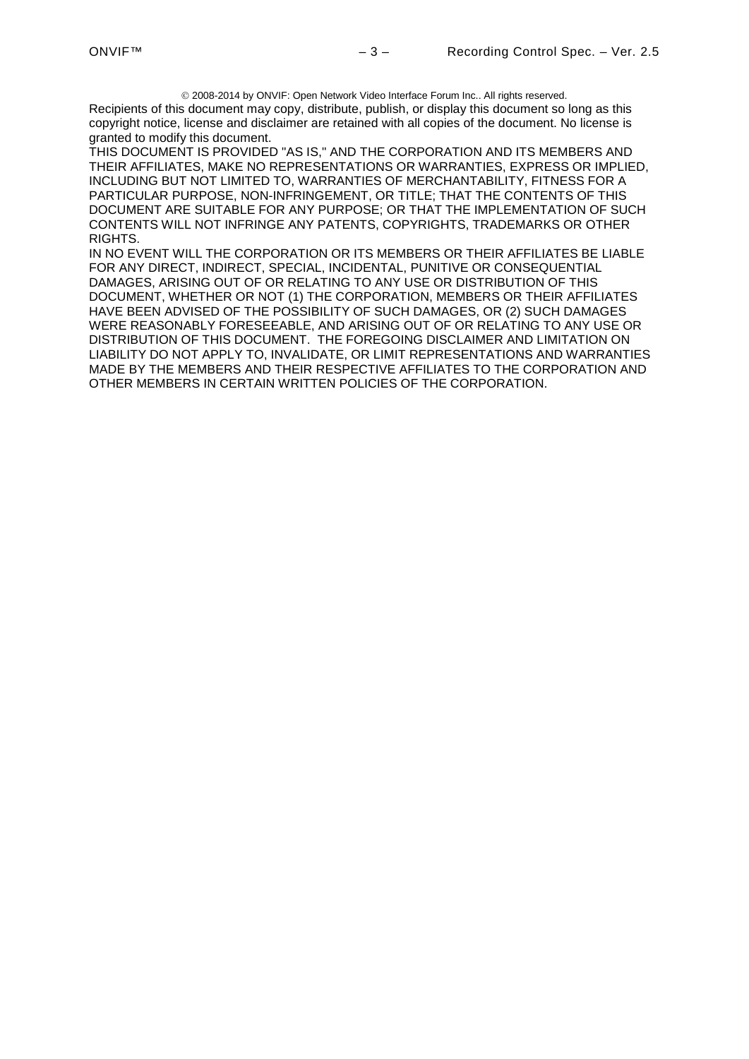© 2008-2014 by ONVIF: Open Network Video Interface Forum Inc.. All rights reserved.

Recipients of this document may copy, distribute, publish, or display this document so long as this copyright notice, license and disclaimer are retained with all copies of the document. No license is granted to modify this document.

THIS DOCUMENT IS PROVIDED "AS IS," AND THE CORPORATION AND ITS MEMBERS AND THEIR AFFILIATES, MAKE NO REPRESENTATIONS OR WARRANTIES, EXPRESS OR IMPLIED, INCLUDING BUT NOT LIMITED TO, WARRANTIES OF MERCHANTABILITY, FITNESS FOR A PARTICULAR PURPOSE, NON-INFRINGEMENT, OR TITLE; THAT THE CONTENTS OF THIS DOCUMENT ARE SUITABLE FOR ANY PURPOSE; OR THAT THE IMPLEMENTATION OF SUCH CONTENTS WILL NOT INFRINGE ANY PATENTS, COPYRIGHTS, TRADEMARKS OR OTHER RIGHTS.

IN NO EVENT WILL THE CORPORATION OR ITS MEMBERS OR THEIR AFFILIATES BE LIABLE FOR ANY DIRECT, INDIRECT, SPECIAL, INCIDENTAL, PUNITIVE OR CONSEQUENTIAL DAMAGES, ARISING OUT OF OR RELATING TO ANY USE OR DISTRIBUTION OF THIS DOCUMENT, WHETHER OR NOT (1) THE CORPORATION, MEMBERS OR THEIR AFFILIATES HAVE BEEN ADVISED OF THE POSSIBILITY OF SUCH DAMAGES, OR (2) SUCH DAMAGES WERE REASONABLY FORESEEABLE, AND ARISING OUT OF OR RELATING TO ANY USE OR DISTRIBUTION OF THIS DOCUMENT. THE FOREGOING DISCLAIMER AND LIMITATION ON LIABILITY DO NOT APPLY TO, INVALIDATE, OR LIMIT REPRESENTATIONS AND WARRANTIES MADE BY THE MEMBERS AND THEIR RESPECTIVE AFFILIATES TO THE CORPORATION AND OTHER MEMBERS IN CERTAIN WRITTEN POLICIES OF THE CORPORATION.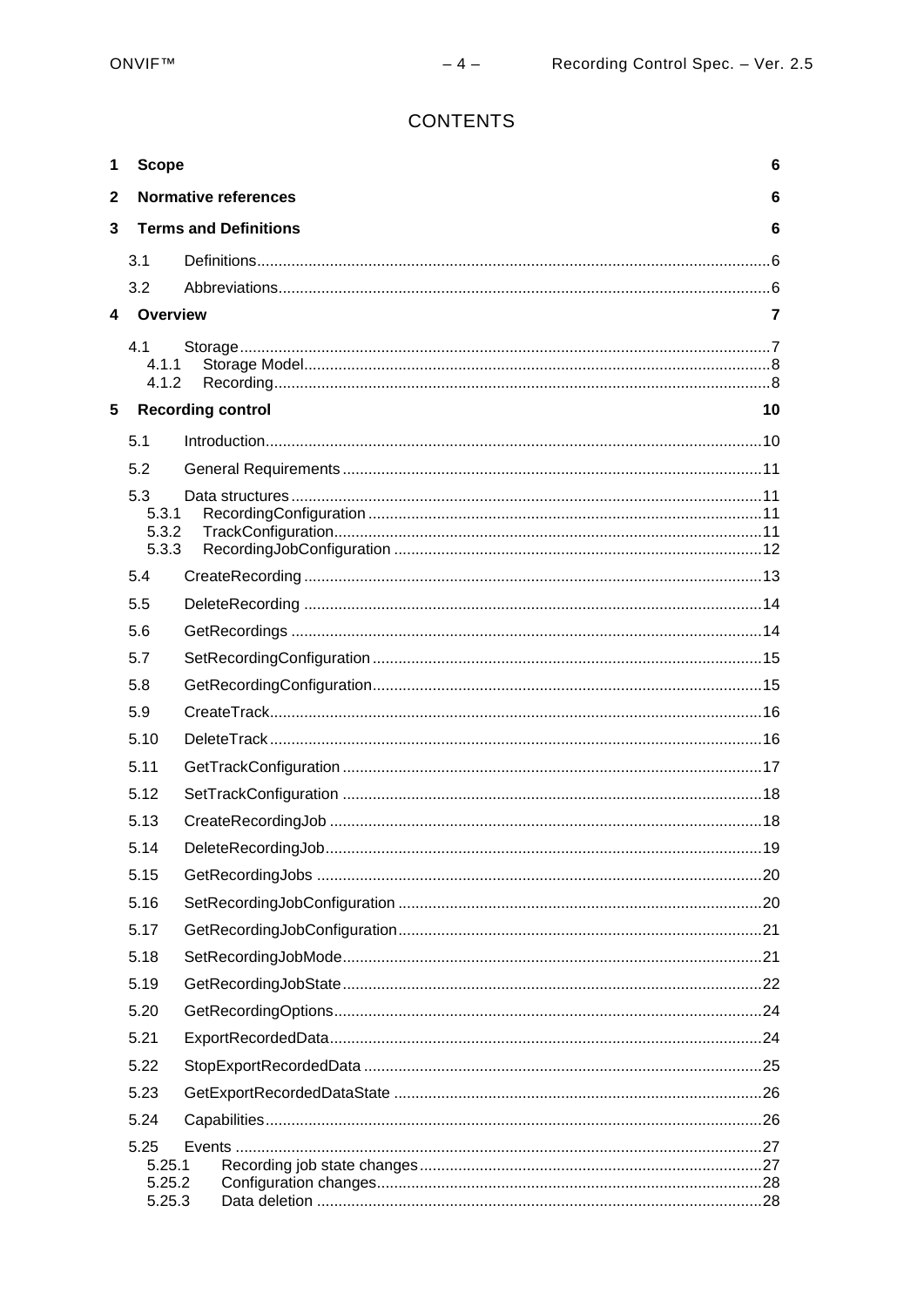# CONTENTS

1 Scope 6

2 Normative references 6

3 Terms and Definitions 6

- 3.1 Definitions 6
- 3.2 Abbreviations 6

4 Overview 7

- 4.1 Storage 7
  - 4.1.1 Storage Model 8
  - 4.1.2 Recording 8

5 Recording control 10

- 5.1 Introduction 10
- 5.2 General Requirements 11
- 5.3 Data structures 11
  - 5.3.1 RecordingConfiguration 11
  - 5.3.2 TrackConfiguration 11
  - 5.3.3 RecordingJobConfiguration 12
- 5.4 CreateRecording 13
- 5.5 DeleteRecording 14
- 5.6 GetRecordings 14
- 5.7 SetRecordingConfiguration 15
- 5.8 GetRecordingConfiguration 15
- 5.9 CreateTrack 16
- 5.10 DeleteTrack 16
- 5.11 GetTrackConfiguration 17
- 5.12 SetTrackConfiguration 18
- 5.13 CreateRecordingJob 18
- 5.14 DeleteRecordingJob 19
- 5.15 GetRecordingJobs 20
- 5.16 SetRecordingJobConfiguration 20
- 5.17 GetRecordingJobConfiguration 21
- 5.18 SetRecordingJobMode 21
- 5.19 GetRecordingJobState 22
- 5.20 GetRecordingOptions 24
- 5.21 ExportRecordedData 24
- 5.22 StopExportRecordedData 25
- 5.23 GetExportRecordedDataState 26
- 5.24 Capabilities 26
- 5.25 Events 27
  - 5.25.1 Recording job state changes 27
  - 5.25.2 Configuration changes 28
  - 5.25.3 Data deletion 28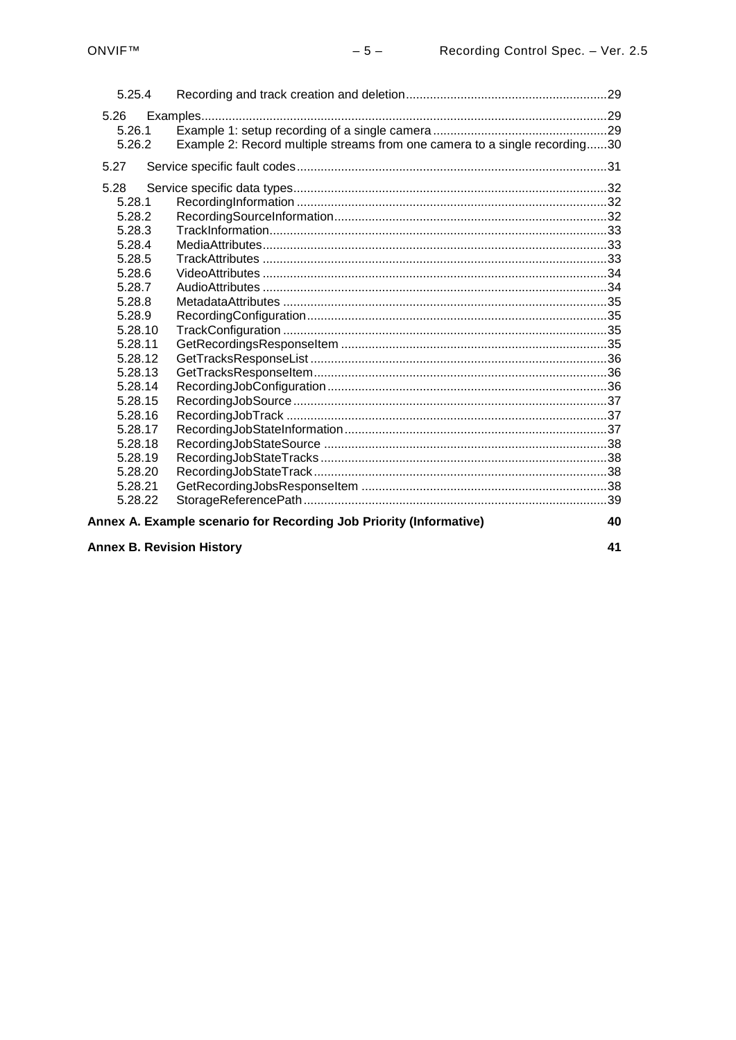5.25.4 Recording and track creation and deletion ..... 29

5.26 Examples ..... 29

5.26.1 Example 1: setup recording of a single camera ..... 29

5.26.2 Example 2: Record multiple streams from one camera to a single recording ..... 30

5.27 Service specific fault codes ..... 31

5.28 Service specific data types ..... 32

5.28.1 RecordingInformation ..... 32

5.28.2 RecordingSourceInformation ..... 32

5.28.3 TrackInformation ..... 33

5.28.4 MediaAttributes ..... 33

5.28.5 TrackAttributes ..... 33

5.28.6 VideoAttributes ..... 34

5.28.7 AudioAttributes ..... 34

5.28.8 MetadataAttributes ..... 35

5.28.9 RecordingConfiguration ..... 35

5.28.10 TrackConfiguration ..... 35

5.28.11 GetRecordingsResponseItem ..... 35

5.28.12 GetTracksResponseList ..... 36

5.28.13 GetTracksResponseItem ..... 36

5.28.14 RecordingJobConfiguration ..... 36

5.28.15 RecordingJobSource ..... 37

5.28.16 RecordingJobTrack ..... 37

5.28.17 RecordingJobStateInformation ..... 37

5.28.18 RecordingJobStateSource ..... 38

5.28.19 RecordingJobStateTracks ..... 38

5.28.20 RecordingJobStateTrack ..... 38

5.28.21 GetRecordingJobsResponseItem ..... 38

5.28.22 StorageReferencePath ..... 39

**Annex A. Example scenario for Recording Job Priority (Informative) 40**

**Annex B. Revision History 41**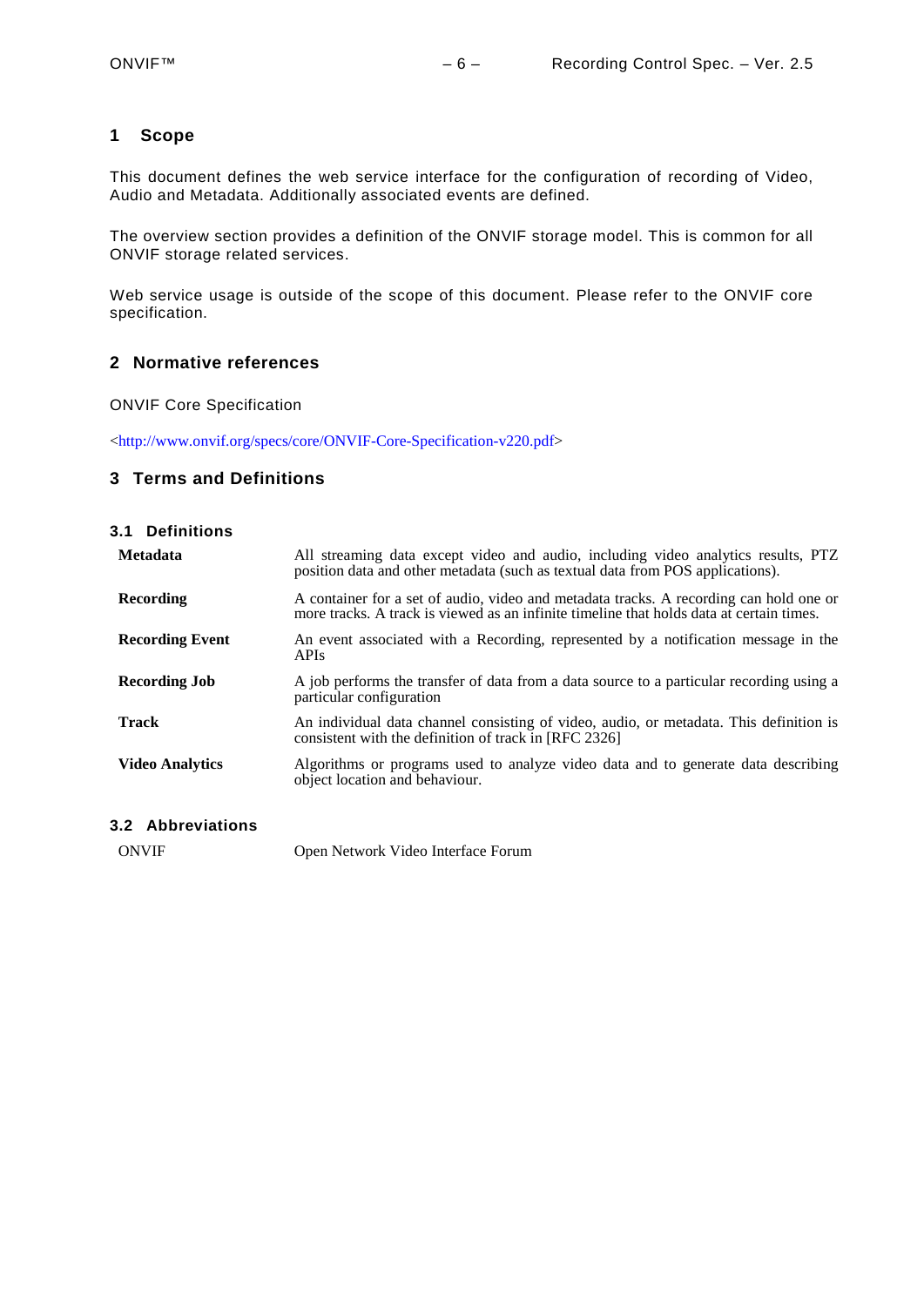# 1 Scope

This document defines the web service interface for the configuration of recording of Video, Audio and Metadata. Additionally associated events are defined.

The overview section provides a definition of the ONVIF storage model. This is common for all ONVIF storage related services.

Web service usage is outside of the scope of this document. Please refer to the ONVIF core specification.

# 2 Normative references

ONVIF Core Specification

<http://www.onvif.org/specs/core/ONVIF-Core-Specification-v220.pdf>

# 3 Terms and Definitions

## 3.1 Definitions

| | |
|---|---|
| **Metadata** | All streaming data except video and audio, including video analytics results, PTZ position data and other metadata (such as textual data from POS applications). |
| **Recording** | A container for a set of audio, video and metadata tracks. A recording can hold one or more tracks. A track is viewed as an infinite timeline that holds data at certain times. |
| **Recording Event** | An event associated with a Recording, represented by a notification message in the APIs |
| **Recording Job** | A job performs the transfer of data from a data source to a particular recording using a particular configuration |
| **Track** | An individual data channel consisting of video, audio, or metadata. This definition is consistent with the definition of track in [RFC 2326] |
| **Video Analytics** | Algorithms or programs used to analyze video data and to generate data describing object location and behaviour. |

## 3.2 Abbreviations

| | |
|---|---|
| ONVIF | Open Network Video Interface Forum |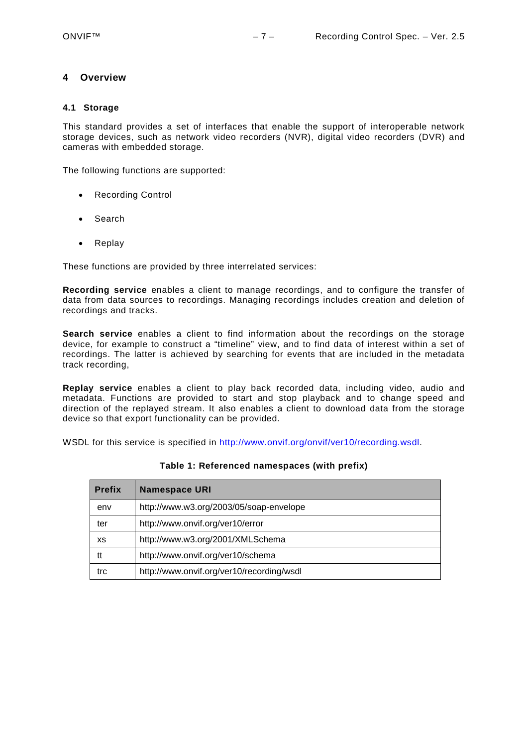# 4 Overview

## 4.1 Storage

This standard provides a set of interfaces that enable the support of interoperable network storage devices, such as network video recorders (NVR), digital video recorders (DVR) and cameras with embedded storage.

The following functions are supported:

- Recording Control
- Search
- Replay

These functions are provided by three interrelated services:

**Recording service** enables a client to manage recordings, and to configure the transfer of data from data sources to recordings. Managing recordings includes creation and deletion of recordings and tracks.

**Search service** enables a client to find information about the recordings on the storage device, for example to construct a "timeline" view, and to find data of interest within a set of recordings. The latter is achieved by searching for events that are included in the metadata track recording,

**Replay service** enables a client to play back recorded data, including video, audio and metadata. Functions are provided to start and stop playback and to change speed and direction of the replayed stream. It also enables a client to download data from the storage device so that export functionality can be provided.

WSDL for this service is specified in http://www.onvif.org/onvif/ver10/recording.wsdl.

**Table 1: Referenced namespaces (with prefix)**

| Prefix | Namespace URI |
|---|---|
| env | http://www.w3.org/2003/05/soap-envelope |
| ter | http://www.onvif.org/ver10/error |
| xs | http://www.w3.org/2001/XMLSchema |
| tt | http://www.onvif.org/ver10/schema |
| trc | http://www.onvif.org/ver10/recording/wsdl |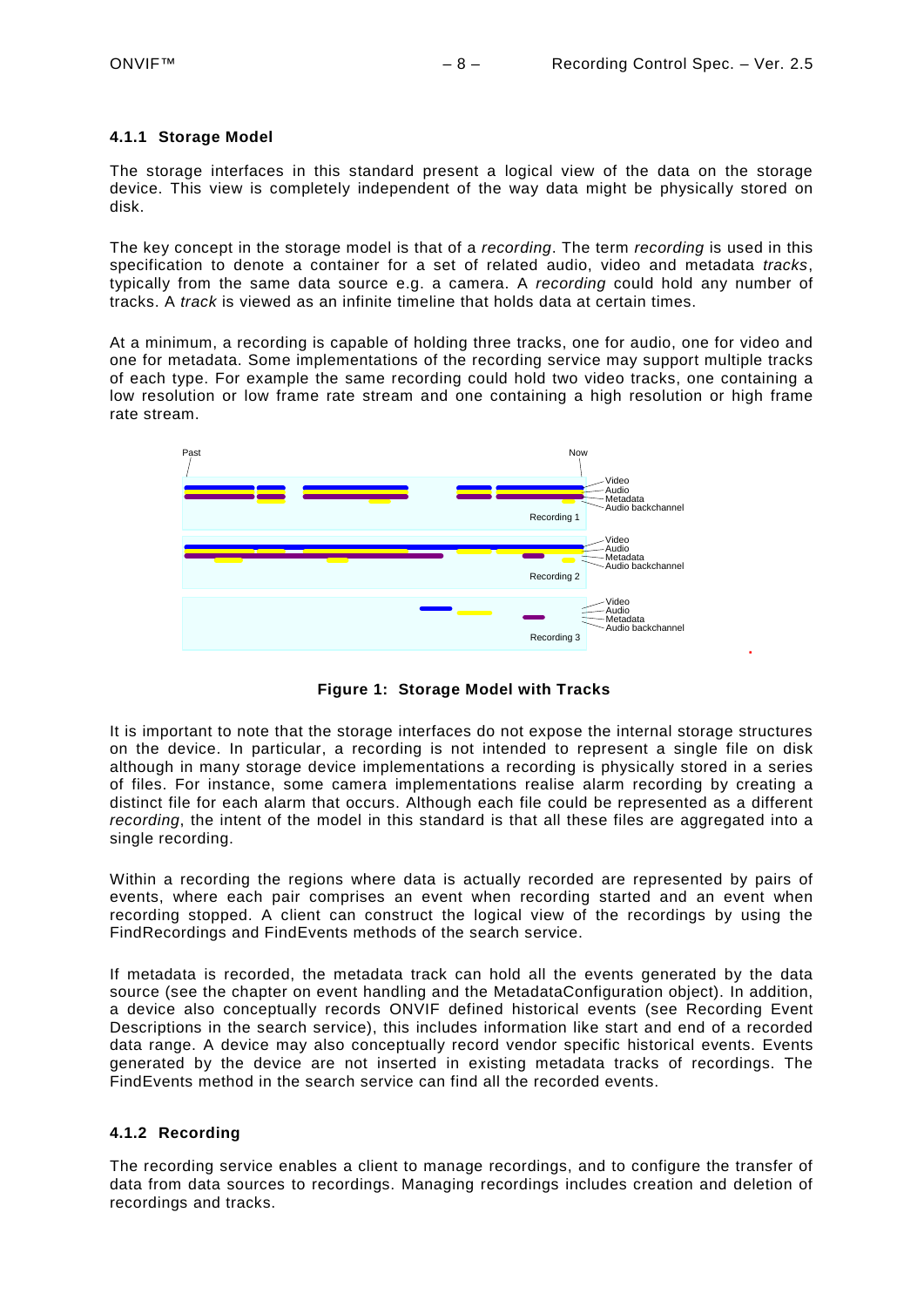### 4.1.1 Storage Model

The storage interfaces in this standard present a logical view of the data on the storage device. This view is completely independent of the way data might be physically stored on disk.

The key concept in the storage model is that of a *recording*. The term *recording* is used in this specification to denote a container for a set of related audio, video and metadata *tracks*, typically from the same data source e.g. a camera. A *recording* could hold any number of tracks. A *track* is viewed as an infinite timeline that holds data at certain times.

At a minimum, a recording is capable of holding three tracks, one for audio, one for video and one for metadata. Some implementations of the recording service may support multiple tracks of each type. For example the same recording could hold two video tracks, one containing a low resolution or low frame rate stream and one containing a high resolution or high frame rate stream.

**Figure 1: Storage Model with Tracks**

It is important to note that the storage interfaces do not expose the internal storage structures on the device. In particular, a recording is not intended to represent a single file on disk although in many storage device implementations a recording is physically stored in a series of files. For instance, some camera implementations realise alarm recording by creating a distinct file for each alarm that occurs. Although each file could be represented as a different *recording*, the intent of the model in this standard is that all these files are aggregated into a single recording.

Within a recording the regions where data is actually recorded are represented by pairs of events, where each pair comprises an event when recording started and an event when recording stopped. A client can construct the logical view of the recordings by using the FindRecordings and FindEvents methods of the search service.

If metadata is recorded, the metadata track can hold all the events generated by the data source (see the chapter on event handling and the MetadataConfiguration object). In addition, a device also conceptually records ONVIF defined historical events (see Recording Event Descriptions in the search service), this includes information like start and end of a recorded data range. A device may also conceptually record vendor specific historical events. Events generated by the device are not inserted in existing metadata tracks of recordings. The FindEvents method in the search service can find all the recorded events.

### 4.1.2 Recording

The recording service enables a client to manage recordings, and to configure the transfer of data from data sources to recordings. Managing recordings includes creation and deletion of recordings and tracks.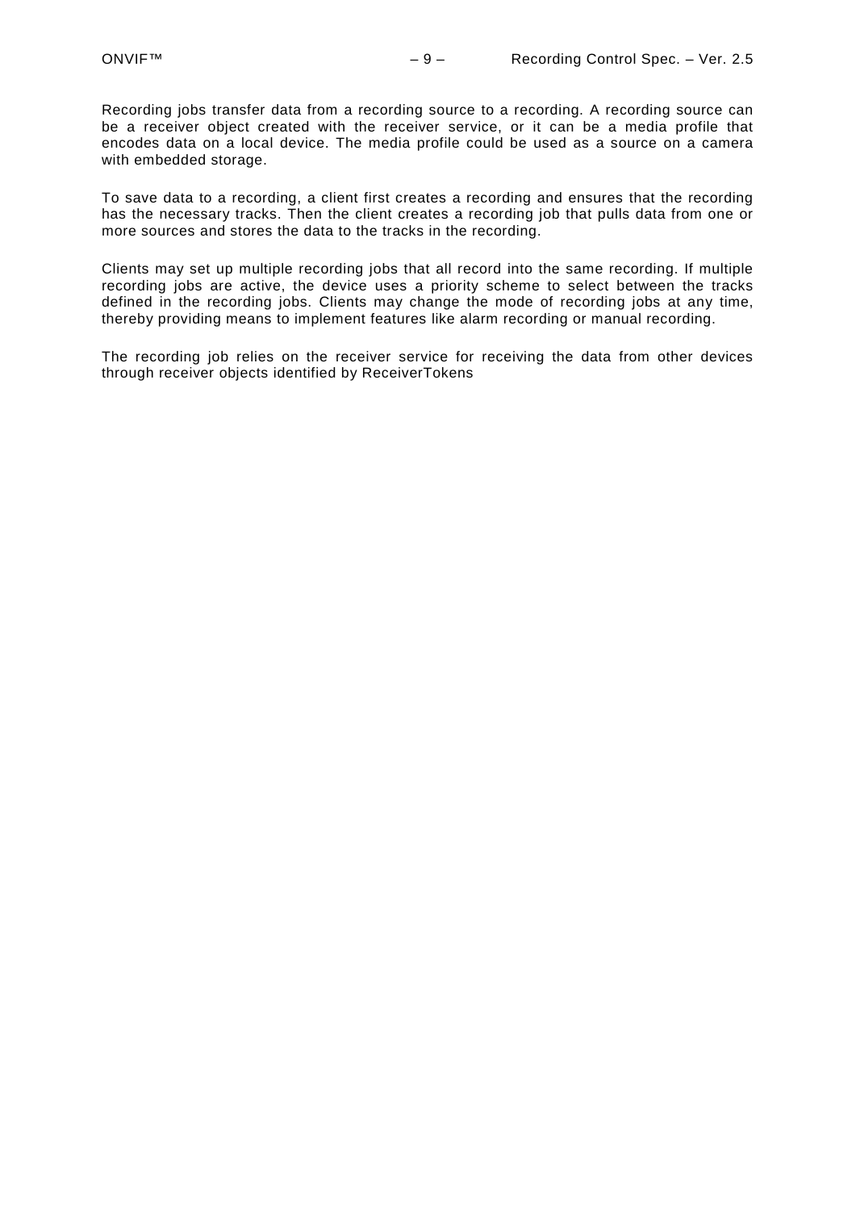Recording jobs transfer data from a recording source to a recording. A recording source can be a receiver object created with the receiver service, or it can be a media profile that encodes data on a local device. The media profile could be used as a source on a camera with embedded storage.

To save data to a recording, a client first creates a recording and ensures that the recording has the necessary tracks. Then the client creates a recording job that pulls data from one or more sources and stores the data to the tracks in the recording.

Clients may set up multiple recording jobs that all record into the same recording. If multiple recording jobs are active, the device uses a priority scheme to select between the tracks defined in the recording jobs. Clients may change the mode of recording jobs at any time, thereby providing means to implement features like alarm recording or manual recording.

The recording job relies on the receiver service for receiving the data from other devices through receiver objects identified by ReceiverTokens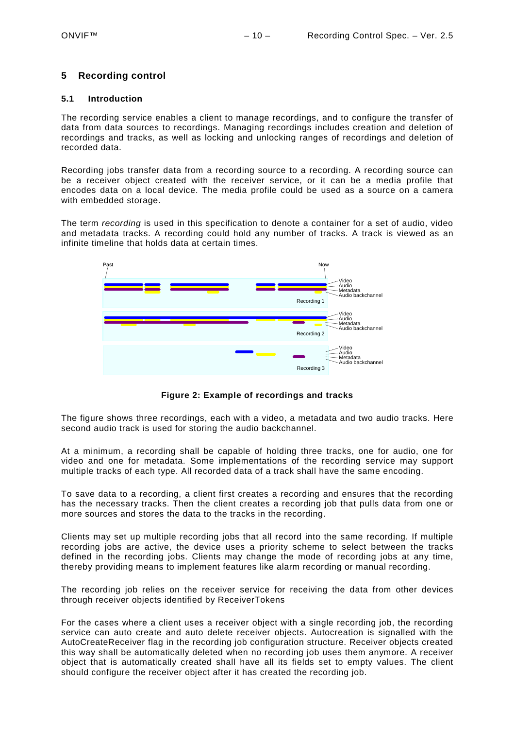# 5 Recording control

## 5.1 Introduction

The recording service enables a client to manage recordings, and to configure the transfer of data from data sources to recordings. Managing recordings includes creation and deletion of recordings and tracks, as well as locking and unlocking ranges of recordings and deletion of recorded data.

Recording jobs transfer data from a recording source to a recording. A recording source can be a receiver object created with the receiver service, or it can be a media profile that encodes data on a local device. The media profile could be used as a source on a camera with embedded storage.

The term *recording* is used in this specification to denote a container for a set of audio, video and metadata tracks. A recording could hold any number of tracks. A track is viewed as an infinite timeline that holds data at certain times.

**Figure 2: Example of recordings and tracks**

The figure shows three recordings, each with a video, a metadata and two audio tracks. Here second audio track is used for storing the audio backchannel.

At a minimum, a recording shall be capable of holding three tracks, one for audio, one for video and one for metadata. Some implementations of the recording service may support multiple tracks of each type. All recorded data of a track shall have the same encoding.

To save data to a recording, a client first creates a recording and ensures that the recording has the necessary tracks. Then the client creates a recording job that pulls data from one or more sources and stores the data to the tracks in the recording.

Clients may set up multiple recording jobs that all record into the same recording. If multiple recording jobs are active, the device uses a priority scheme to select between the tracks defined in the recording jobs. Clients may change the mode of recording jobs at any time, thereby providing means to implement features like alarm recording or manual recording.

The recording job relies on the receiver service for receiving the data from other devices through receiver objects identified by ReceiverTokens

For the cases where a client uses a receiver object with a single recording job, the recording service can auto create and auto delete receiver objects. Autocreation is signalled with the AutoCreateReceiver flag in the recording job configuration structure. Receiver objects created this way shall be automatically deleted when no recording job uses them anymore. A receiver object that is automatically created shall have all its fields set to empty values. The client should configure the receiver object after it has created the recording job.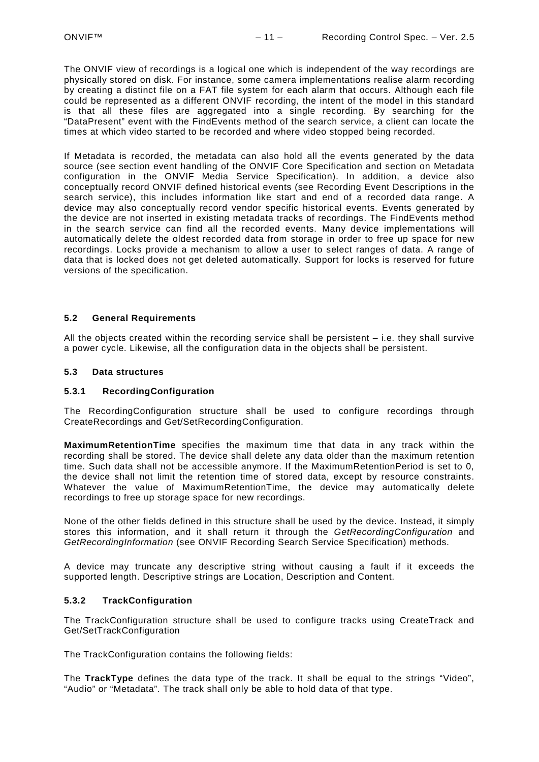The ONVIF view of recordings is a logical one which is independent of the way recordings are physically stored on disk. For instance, some camera implementations realise alarm recording by creating a distinct file on a FAT file system for each alarm that occurs. Although each file could be represented as a different ONVIF recording, the intent of the model in this standard is that all these files are aggregated into a single recording. By searching for the "DataPresent" event with the FindEvents method of the search service, a client can locate the times at which video started to be recorded and where video stopped being recorded.

If Metadata is recorded, the metadata can also hold all the events generated by the data source (see section event handling of the ONVIF Core Specification and section on Metadata configuration in the ONVIF Media Service Specification). In addition, a device also conceptually record ONVIF defined historical events (see Recording Event Descriptions in the search service), this includes information like start and end of a recorded data range. A device may also conceptually record vendor specific historical events. Events generated by the device are not inserted in existing metadata tracks of recordings. The FindEvents method in the search service can find all the recorded events. Many device implementations will automatically delete the oldest recorded data from storage in order to free up space for new recordings. Locks provide a mechanism to allow a user to select ranges of data. A range of data that is locked does not get deleted automatically. Support for locks is reserved for future versions of the specification.

## 5.2 General Requirements

All the objects created within the recording service shall be persistent – i.e. they shall survive a power cycle. Likewise, all the configuration data in the objects shall be persistent.

## 5.3 Data structures

### 5.3.1 RecordingConfiguration

The RecordingConfiguration structure shall be used to configure recordings through CreateRecordings and Get/SetRecordingConfiguration.

**MaximumRetentionTime** specifies the maximum time that data in any track within the recording shall be stored. The device shall delete any data older than the maximum retention time. Such data shall not be accessible anymore. If the MaximumRetentionPeriod is set to 0, the device shall not limit the retention time of stored data, except by resource constraints. Whatever the value of MaximumRetentionTime, the device may automatically delete recordings to free up storage space for new recordings.

None of the other fields defined in this structure shall be used by the device. Instead, it simply stores this information, and it shall return it through the *GetRecordingConfiguration* and *GetRecordingInformation* (see ONVIF Recording Search Service Specification) methods.

A device may truncate any descriptive string without causing a fault if it exceeds the supported length. Descriptive strings are Location, Description and Content.

### 5.3.2 TrackConfiguration

The TrackConfiguration structure shall be used to configure tracks using CreateTrack and Get/SetTrackConfiguration

The TrackConfiguration contains the following fields:

The **TrackType** defines the data type of the track. It shall be equal to the strings "Video", "Audio" or "Metadata". The track shall only be able to hold data of that type.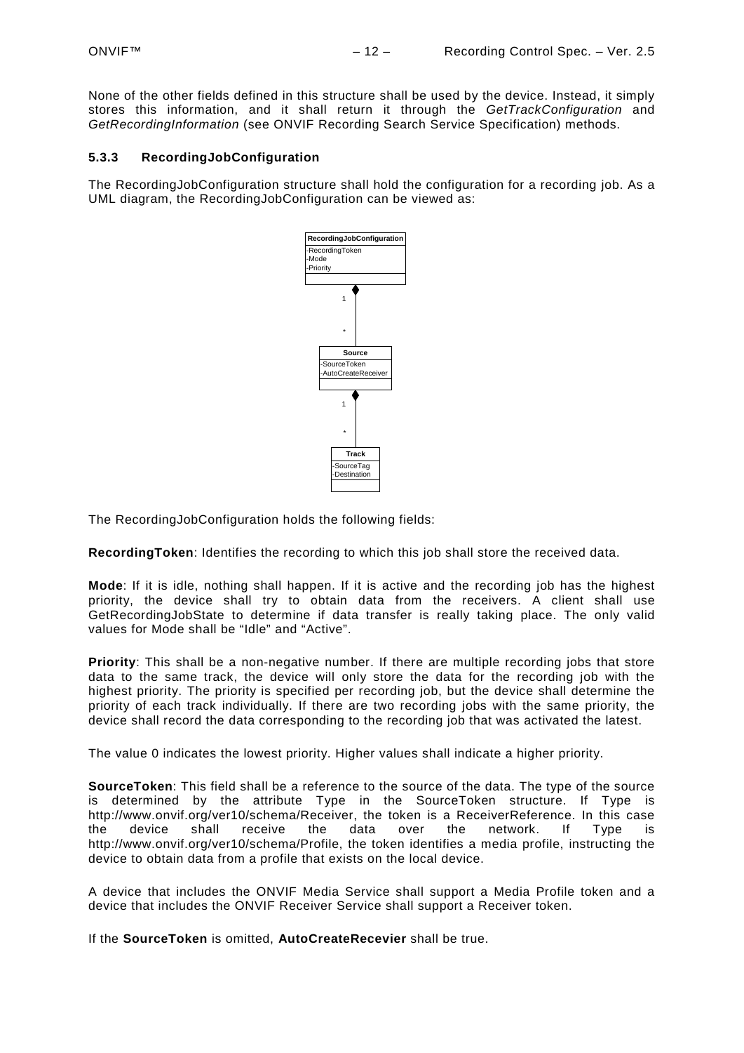None of the other fields defined in this structure shall be used by the device. Instead, it simply stores this information, and it shall return it through the *GetTrackConfiguration* and *GetRecordingInformation* (see ONVIF Recording Search Service Specification) methods.

### 5.3.3 RecordingJobConfiguration

The RecordingJobConfiguration structure shall hold the configuration for a recording job. As a UML diagram, the RecordingJobConfiguration can be viewed as:

The RecordingJobConfiguration holds the following fields:

**RecordingToken**: Identifies the recording to which this job shall store the received data.

**Mode**: If it is idle, nothing shall happen. If it is active and the recording job has the highest priority, the device shall try to obtain data from the receivers. A client shall use GetRecordingJobState to determine if data transfer is really taking place. The only valid values for Mode shall be “Idle” and “Active”.

**Priority**: This shall be a non-negative number. If there are multiple recording jobs that store data to the same track, the device will only store the data for the recording job with the highest priority. The priority is specified per recording job, but the device shall determine the priority of each track individually. If there are two recording jobs with the same priority, the device shall record the data corresponding to the recording job that was activated the latest.

The value 0 indicates the lowest priority. Higher values shall indicate a higher priority.

**SourceToken**: This field shall be a reference to the source of the data. The type of the source is determined by the attribute Type in the SourceToken structure. If Type is http://www.onvif.org/ver10/schema/Receiver, the token is a ReceiverReference. In this case the device shall receive the data over the network. If Type is http://www.onvif.org/ver10/schema/Profile, the token identifies a media profile, instructing the device to obtain data from a profile that exists on the local device.

A device that includes the ONVIF Media Service shall support a Media Profile token and a device that includes the ONVIF Receiver Service shall support a Receiver token.

If the **SourceToken** is omitted, **AutoCreateRecevier** shall be true.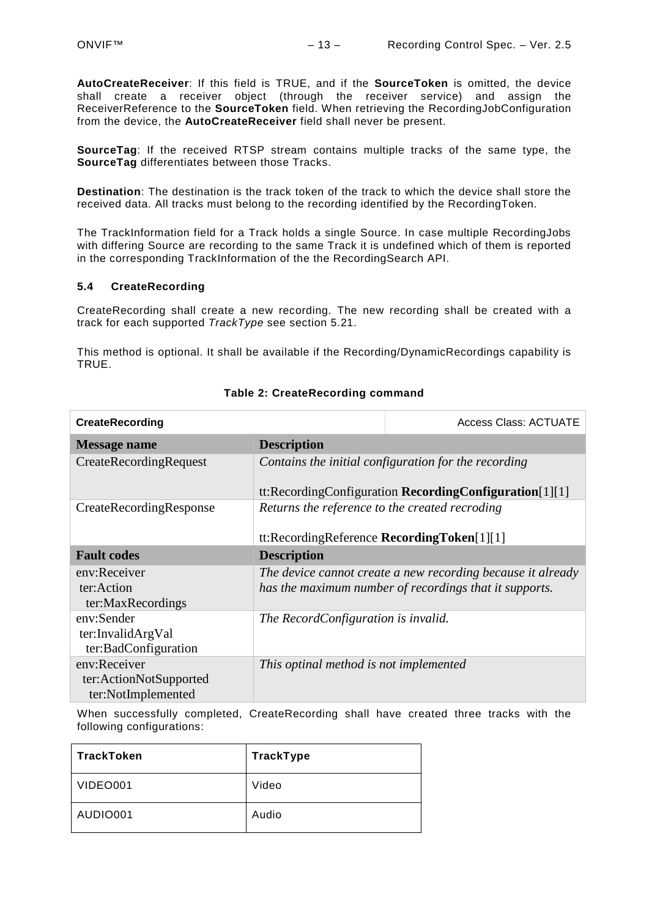**AutoCreateReceiver**: If this field is TRUE, and if the **SourceToken** is omitted, the device shall create a receiver object (through the receiver service) and assign the ReceiverReference to the **SourceToken** field. When retrieving the RecordingJobConfiguration from the device, the **AutoCreateReceiver** field shall never be present.

**SourceTag**: If the received RTSP stream contains multiple tracks of the same type, the **SourceTag** differentiates between those Tracks.

**Destination**: The destination is the track token of the track to which the device shall store the received data. All tracks must belong to the recording identified by the RecordingToken.

The TrackInformation field for a Track holds a single Source. In case multiple RecordingJobs with differing Source are recording to the same Track it is undefined which of them is reported in the corresponding TrackInformation of the the RecordingSearch API.

### 5.4 CreateRecording

CreateRecording shall create a new recording. The new recording shall be created with a track for each supported *TrackType* see section 5.21.

This method is optional. It shall be available if the Recording/DynamicRecordings capability is TRUE.

**Table 2: CreateRecording command**

| **CreateRecording** | Access Class: ACTUATE |
|---|---|
| **Message name** | **Description** |
| CreateRecordingRequest | *Contains the initial configuration for the recording*<br><br>tt:RecordingConfiguration **RecordingConfiguration**[1][1] |
| CreateRecordingResponse | *Returns the reference to the created recroding*<br><br>tt:RecordingReference **RecordingToken**[1][1] |
| **Fault codes** | **Description** |
| env:Receiver<br>ter:Action<br>ter:MaxRecordings | *The device cannot create a new recording because it already has the maximum number of recordings that it supports.* |
| env:Sender<br>ter:InvalidArgVal<br>ter:BadConfiguration | *The RecordConfiguration is invalid.* |
| env:Receiver<br>ter:ActionNotSupported<br>ter:NotImplemented | *This optinal method is not implemented* |

When successfully completed, CreateRecording shall have created three tracks with the following configurations:

| **TrackToken** | **TrackType** |
|---|---|
| VIDEO001 | Video |
| AUDIO001 | Audio |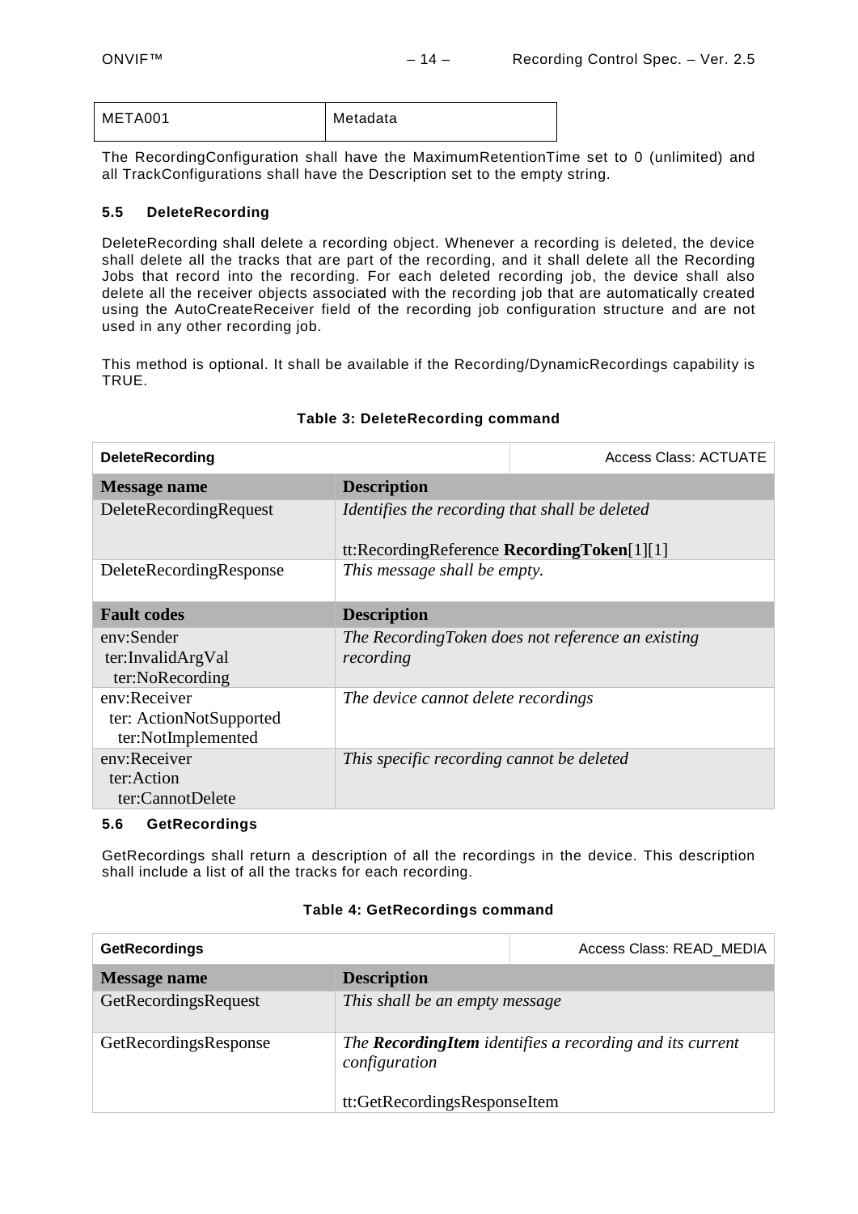| META001 | Metadata |
| --- | --- |

The RecordingConfiguration shall have the MaximumRetentionTime set to 0 (unlimited) and all TrackConfigurations shall have the Description set to the empty string.

### 5.5 DeleteRecording

DeleteRecording shall delete a recording object. Whenever a recording is deleted, the device shall delete all the tracks that are part of the recording, and it shall delete all the Recording Jobs that record into the recording. For each deleted recording job, the device shall also delete all the receiver objects associated with the recording job that are automatically created using the AutoCreateReceiver field of the recording job configuration structure and are not used in any other recording job.

This method is optional. It shall be available if the Recording/DynamicRecordings capability is TRUE.

**Table 3: DeleteRecording command**

| **DeleteRecording** | Access Class: ACTUATE |
| --- | --- |
| **Message name** | **Description** |
| DeleteRecordingRequest | *Identifies the recording that shall be deleted*<br><br>tt:RecordingReference **RecordingToken**[1][1] |
| DeleteRecordingResponse | *This message shall be empty.* |
| **Fault codes** | **Description** |
| env:Sender<br>ter:InvalidArgVal<br>ter:NoRecording | *The RecordingToken does not reference an existing recording* |
| env:Receiver<br>ter: ActionNotSupported<br>ter:NotImplemented | *The device cannot delete recordings* |
| env:Receiver<br>ter:Action<br>ter:CannotDelete | *This specific recording cannot be deleted* |

### 5.6 GetRecordings

GetRecordings shall return a description of all the recordings in the device. This description shall include a list of all the tracks for each recording.

**Table 4: GetRecordings command**

| **GetRecordings** | Access Class: READ_MEDIA |
| --- | --- |
| **Message name** | **Description** |
| GetRecordingsRequest | *This shall be an empty message* |
| GetRecordingsResponse | *The* ***RecordingItem*** *identifies a recording and its current configuration*<br><br>tt:GetRecordingsResponseItem |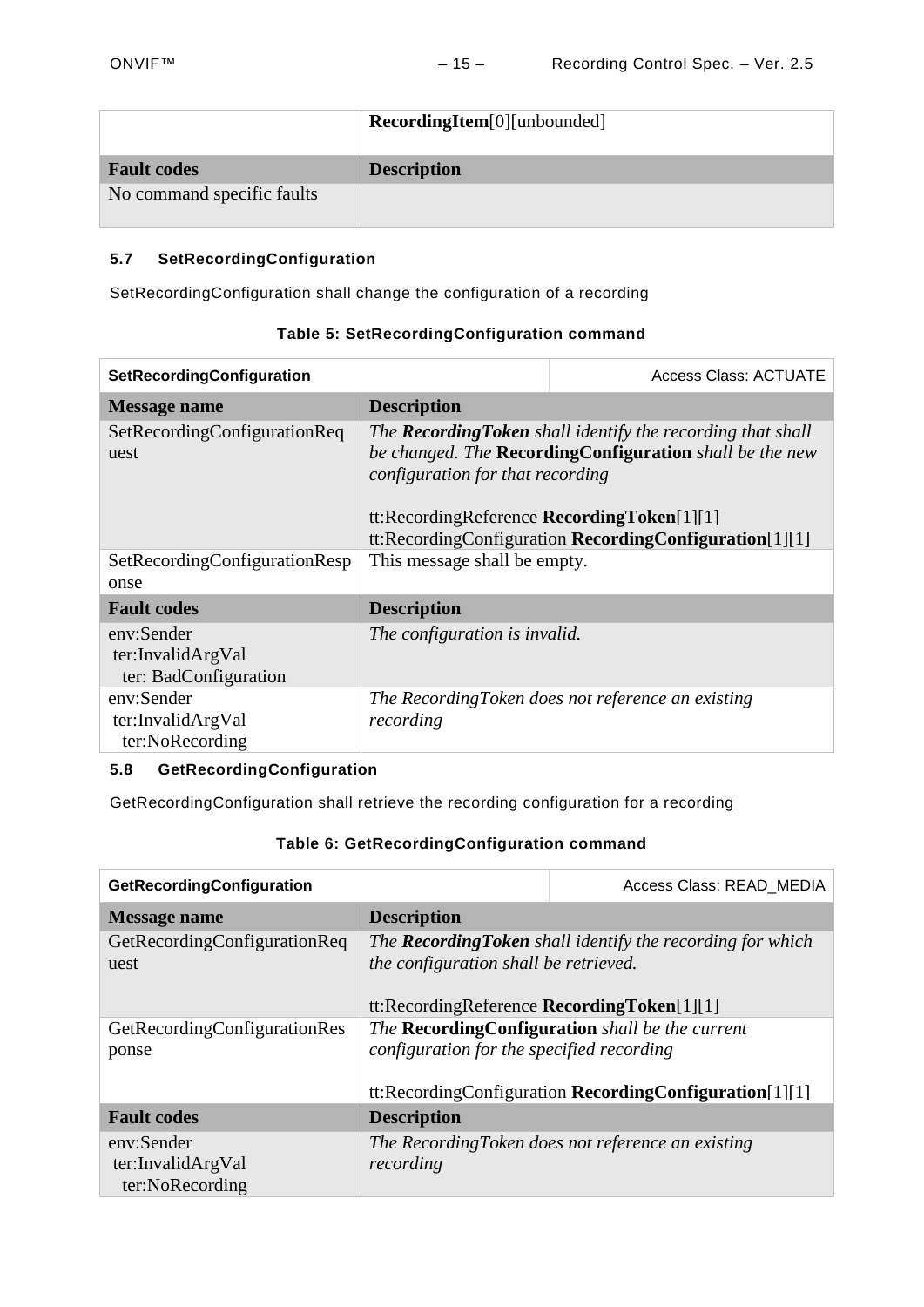| | **RecordingItem**[0][unbounded] |
|---|---|
| **Fault codes** | **Description** |
| No command specific faults | |

### 5.7 SetRecordingConfiguration

SetRecordingConfiguration shall change the configuration of a recording

**Table 5: SetRecordingConfiguration command**

| **SetRecordingConfiguration** | Access Class: ACTUATE |
|---|---|
| **Message name** | **Description** |
| SetRecordingConfigurationRequest | *The **RecordingToken** shall identify the recording that shall be changed. The* **RecordingConfiguration** *shall be the new configuration for that recording*<br><br>tt:RecordingReference **RecordingToken**[1][1]<br>tt:RecordingConfiguration **RecordingConfiguration**[1][1] |
| SetRecordingConfigurationResponse | This message shall be empty. |
| **Fault codes** | **Description** |
| env:Sender<br>ter:InvalidArgVal<br>ter: BadConfiguration | *The configuration is invalid.* |
| env:Sender<br>ter:InvalidArgVal<br>ter:NoRecording | *The RecordingToken does not reference an existing recording* |

### 5.8 GetRecordingConfiguration

GetRecordingConfiguration shall retrieve the recording configuration for a recording

**Table 6: GetRecordingConfiguration command**

| **GetRecordingConfiguration** | Access Class: READ_MEDIA |
|---|---|
| **Message name** | **Description** |
| GetRecordingConfigurationRequest | *The **RecordingToken** shall identify the recording for which the configuration shall be retrieved.*<br><br>tt:RecordingReference **RecordingToken**[1][1] |
| GetRecordingConfigurationResponse | *The* **RecordingConfiguration** *shall be the current configuration for the specified recording*<br><br>tt:RecordingConfiguration **RecordingConfiguration**[1][1] |
| **Fault codes** | **Description** |
| env:Sender<br>ter:InvalidArgVal<br>ter:NoRecording | *The RecordingToken does not reference an existing recording* |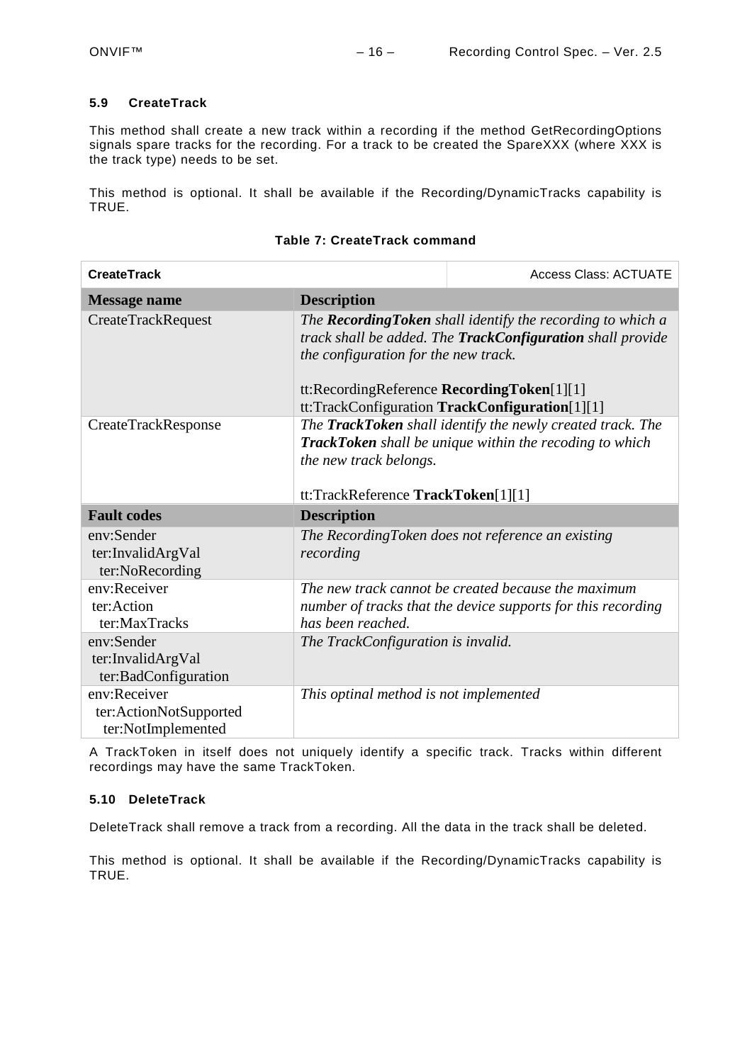### 5.9 CreateTrack

This method shall create a new track within a recording if the method GetRecordingOptions signals spare tracks for the recording. For a track to be created the SpareXXX (where XXX is the track type) needs to be set.

This method is optional. It shall be available if the Recording/DynamicTracks capability is TRUE.

**Table 7: CreateTrack command**

| **CreateTrack** | Access Class: ACTUATE |
|---|---|
| **Message name** | **Description** |
| CreateTrackRequest | *The **RecordingToken** shall identify the recording to which a track shall be added. The **TrackConfiguration** shall provide the configuration for the new track.*<br><br>tt:RecordingReference **RecordingToken**[1][1]<br>tt:TrackConfiguration **TrackConfiguration**[1][1] |
| CreateTrackResponse | *The **TrackToken** shall identify the newly created track. The **TrackToken** shall be unique within the recoding to which the new track belongs.*<br><br>tt:TrackReference **TrackToken**[1][1] |
| **Fault codes** | **Description** |
| env:Sender<br>ter:InvalidArgVal<br>ter:NoRecording | *The RecordingToken does not reference an existing recording* |
| env:Receiver<br>ter:Action<br>ter:MaxTracks | *The new track cannot be created because the maximum number of tracks that the device supports for this recording has been reached.* |
| env:Sender<br>ter:InvalidArgVal<br>ter:BadConfiguration | *The TrackConfiguration is invalid.* |
| env:Receiver<br>ter:ActionNotSupported<br>ter:NotImplemented | *This optinal method is not implemented* |

A TrackToken in itself does not uniquely identify a specific track. Tracks within different recordings may have the same TrackToken.

### 5.10 DeleteTrack

DeleteTrack shall remove a track from a recording. All the data in the track shall be deleted.

This method is optional. It shall be available if the Recording/DynamicTracks capability is TRUE.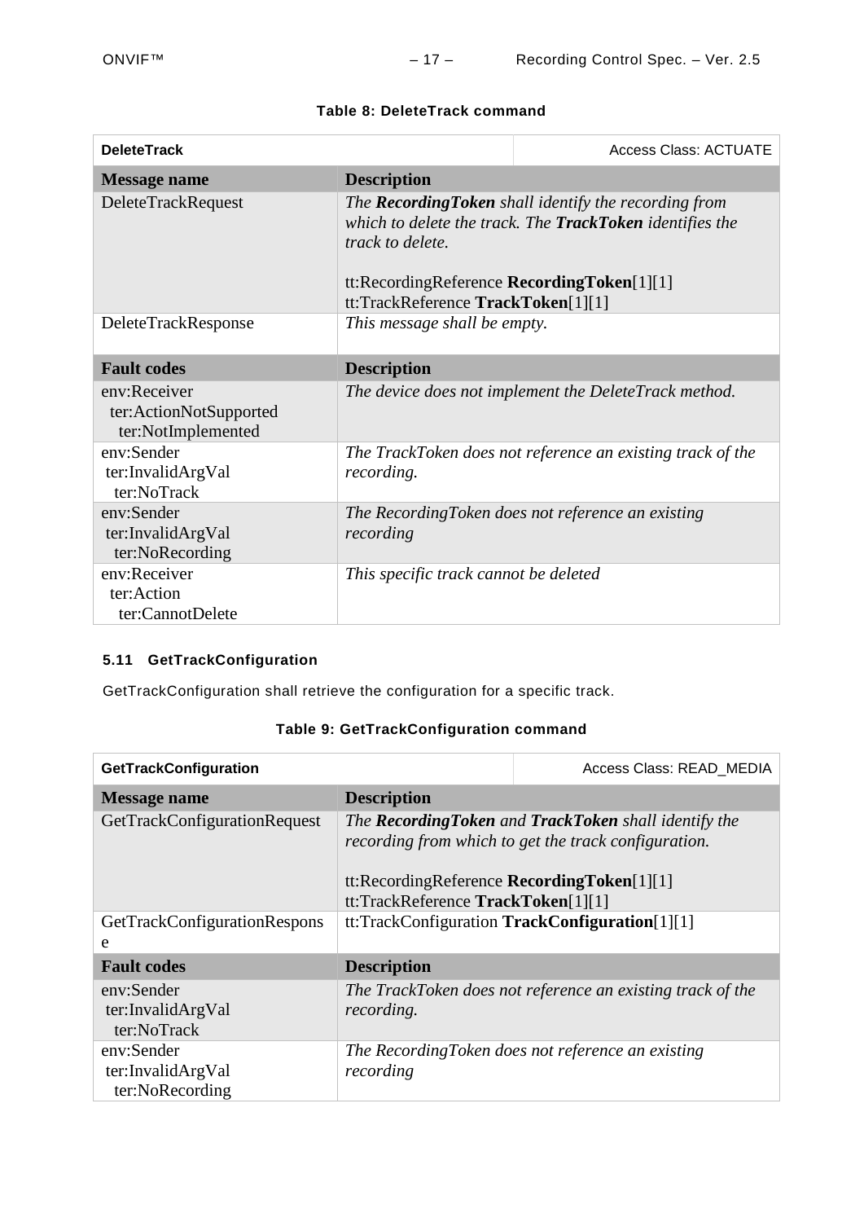**Table 8: DeleteTrack command**

| **DeleteTrack** | Access Class: ACTUATE |
|---|---|
| **Message name** | **Description** |
| DeleteTrackRequest | *The **RecordingToken** shall identify the recording from which to delete the track. The **TrackToken** identifies the track to delete.*<br><br>tt:RecordingReference **RecordingToken**[1][1]<br>tt:TrackReference **TrackToken**[1][1] |
| DeleteTrackResponse | *This message shall be empty.* |
| **Fault codes** | **Description** |
| env:Receiver<br>ter:ActionNotSupported<br>ter:NotImplemented | *The device does not implement the DeleteTrack method.* |
| env:Sender<br>ter:InvalidArgVal<br>ter:NoTrack | *The TrackToken does not reference an existing track of the recording.* |
| env:Sender<br>ter:InvalidArgVal<br>ter:NoRecording | *The RecordingToken does not reference an existing recording* |
| env:Receiver<br>ter:Action<br>ter:CannotDelete | *This specific track cannot be deleted* |

### 5.11 GetTrackConfiguration

GetTrackConfiguration shall retrieve the configuration for a specific track.

**Table 9: GetTrackConfiguration command**

| **GetTrackConfiguration** | Access Class: READ_MEDIA |
|---|---|
| **Message name** | **Description** |
| GetTrackConfigurationRequest | *The **RecordingToken** and **TrackToken** shall identify the recording from which to get the track configuration.*<br><br>tt:RecordingReference **RecordingToken**[1][1]<br>tt:TrackReference **TrackToken**[1][1] |
| GetTrackConfigurationResponse | tt:TrackConfiguration **TrackConfiguration**[1][1] |
| **Fault codes** | **Description** |
| env:Sender<br>ter:InvalidArgVal<br>ter:NoTrack | *The TrackToken does not reference an existing track of the recording.* |
| env:Sender<br>ter:InvalidArgVal<br>ter:NoRecording | *The RecordingToken does not reference an existing recording* |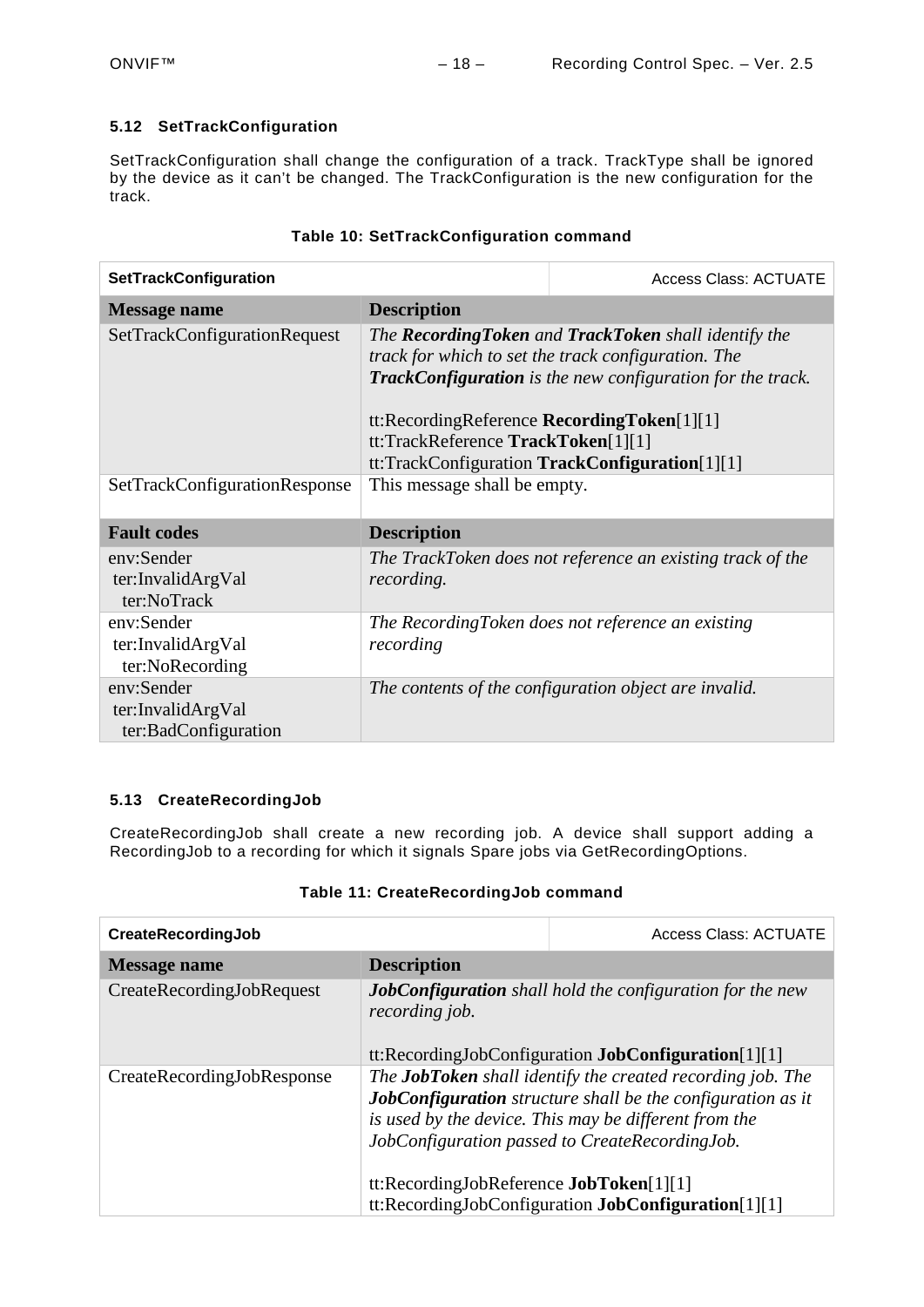### 5.12 SetTrackConfiguration

SetTrackConfiguration shall change the configuration of a track. TrackType shall be ignored by the device as it can't be changed. The TrackConfiguration is the new configuration for the track.

**Table 10: SetTrackConfiguration command**

| **SetTrackConfiguration** | Access Class: ACTUATE |
|---|---|
| **Message name** | **Description** |
| SetTrackConfigurationRequest | *The **RecordingToken** and **TrackToken** shall identify the track for which to set the track configuration. The **TrackConfiguration** is the new configuration for the track.*<br><br>tt:RecordingReference **RecordingToken**[1][1]<br>tt:TrackReference **TrackToken**[1][1]<br>tt:TrackConfiguration **TrackConfiguration**[1][1] |
| SetTrackConfigurationResponse | This message shall be empty. |
| **Fault codes** | **Description** |
| env:Sender<br>ter:InvalidArgVal<br>ter:NoTrack | *The TrackToken does not reference an existing track of the recording.* |
| env:Sender<br>ter:InvalidArgVal<br>ter:NoRecording | *The RecordingToken does not reference an existing recording* |
| env:Sender<br>ter:InvalidArgVal<br>ter:BadConfiguration | *The contents of the configuration object are invalid.* |

### 5.13 CreateRecordingJob

CreateRecordingJob shall create a new recording job. A device shall support adding a RecordingJob to a recording for which it signals Spare jobs via GetRecordingOptions.

**Table 11: CreateRecordingJob command**

| **CreateRecordingJob** | Access Class: ACTUATE |
|---|---|
| **Message name** | **Description** |
| CreateRecordingJobRequest | ***JobConfiguration** shall hold the configuration for the new recording job.*<br><br>tt:RecordingJobConfiguration **JobConfiguration**[1][1] |
| CreateRecordingJobResponse | *The **JobToken** shall identify the created recording job. The **JobConfiguration** structure shall be the configuration as it is used by the device. This may be different from the JobConfiguration passed to CreateRecordingJob.*<br><br>tt:RecordingJobReference **JobToken**[1][1]<br>tt:RecordingJobConfiguration **JobConfiguration**[1][1] |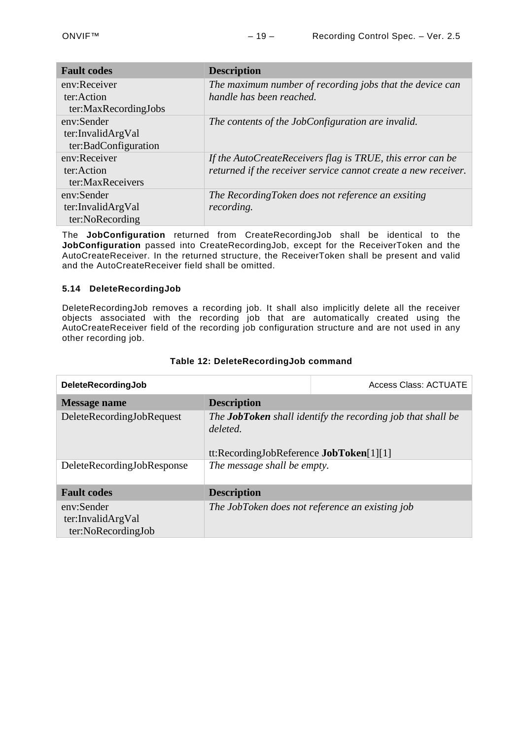| Fault codes | Description |
| --- | --- |
| env:Receiver<br>ter:Action<br>ter:MaxRecordingJobs | *The maximum number of recording jobs that the device can handle has been reached.* |
| env:Sender<br>ter:InvalidArgVal<br>ter:BadConfiguration | *The contents of the JobConfiguration are invalid.* |
| env:Receiver<br>ter:Action<br>ter:MaxReceivers | *If the AutoCreateReceivers flag is TRUE, this error can be returned if the receiver service cannot create a new receiver.* |
| env:Sender<br>ter:InvalidArgVal<br>ter:NoRecording | *The RecordingToken does not reference an exsiting recording.* |

The **JobConfiguration** returned from CreateRecordingJob shall be identical to the **JobConfiguration** passed into CreateRecordingJob, except for the ReceiverToken and the AutoCreateReceiver. In the returned structure, the ReceiverToken shall be present and valid and the AutoCreateReceiver field shall be omitted.

### 5.14 DeleteRecordingJob

DeleteRecordingJob removes a recording job. It shall also implicitly delete all the receiver objects associated with the recording job that are automatically created using the AutoCreateReceiver field of the recording job configuration structure and are not used in any other recording job.

**Table 12: DeleteRecordingJob command**

| **DeleteRecordingJob** | Access Class: ACTUATE |
| --- | --- |
| **Message name** | **Description** |
| DeleteRecordingJobRequest | *The **JobToken** shall identify the recording job that shall be deleted.*<br><br>tt:RecordingJobReference **JobToken**[1][1] |
| DeleteRecordingJobResponse | *The message shall be empty.* |
| **Fault codes** | **Description** |
| env:Sender<br>ter:InvalidArgVal<br>ter:NoRecordingJob | *The JobToken does not reference an existing job* |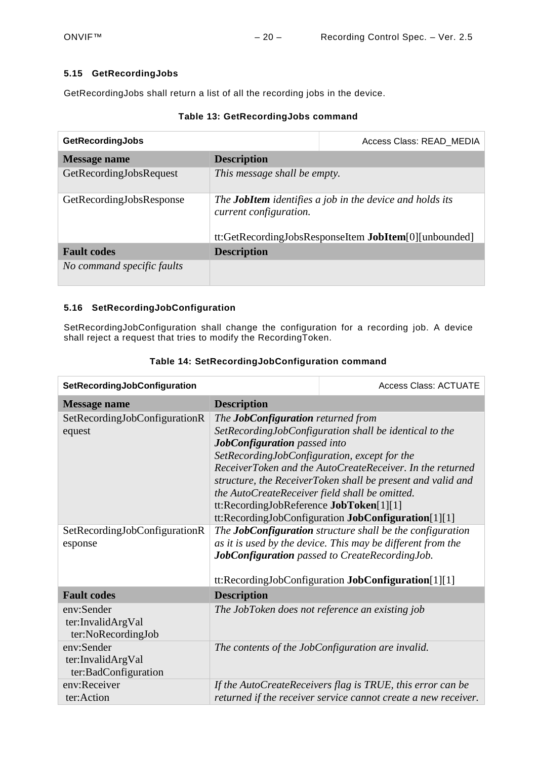### 5.15 GetRecordingJobs

GetRecordingJobs shall return a list of all the recording jobs in the device.

**Table 13: GetRecordingJobs command**

| **GetRecordingJobs** | Access Class: READ_MEDIA |
|---|---|
| **Message name** | **Description** |
| GetRecordingJobsRequest | *This message shall be empty.* |
| GetRecordingJobsResponse | *The **JobItem** identifies a job in the device and holds its current configuration.*<br><br>tt:GetRecordingJobsResponseItem **JobItem**[0][unbounded] |
| **Fault codes** | **Description** |
| *No command specific faults* | |

### 5.16 SetRecordingJobConfiguration

SetRecordingJobConfiguration shall change the configuration for a recording job. A device shall reject a request that tries to modify the RecordingToken.

**Table 14: SetRecordingJobConfiguration command**

| **SetRecordingJobConfiguration** | Access Class: ACTUATE |
|---|---|
| **Message name** | **Description** |
| SetRecordingJobConfigurationRequest | *The **JobConfiguration** returned from SetRecordingJobConfiguration shall be identical to the **JobConfiguration** passed into SetRecordingJobConfiguration, except for the ReceiverToken and the AutoCreateReceiver. In the returned structure, the ReceiverToken shall be present and valid and the AutoCreateReceiver field shall be omitted.*<br>tt:RecordingJobReference **JobToken**[1][1]<br>tt:RecordingJobConfiguration **JobConfiguration**[1][1] |
| SetRecordingJobConfigurationResponse | *The **JobConfiguration** structure shall be the configuration as it is used by the device. This may be different from the **JobConfiguration** passed to CreateRecordingJob.*<br><br>tt:RecordingJobConfiguration **JobConfiguration**[1][1] |
| **Fault codes** | **Description** |
| env:Sender<br>ter:InvalidArgVal<br>ter:NoRecordingJob | *The JobToken does not reference an existing job* |
| env:Sender<br>ter:InvalidArgVal<br>ter:BadConfiguration | *The contents of the JobConfiguration are invalid.* |
| env:Receiver<br>ter:Action | *If the AutoCreateReceivers flag is TRUE, this error can be returned if the receiver service cannot create a new receiver.* |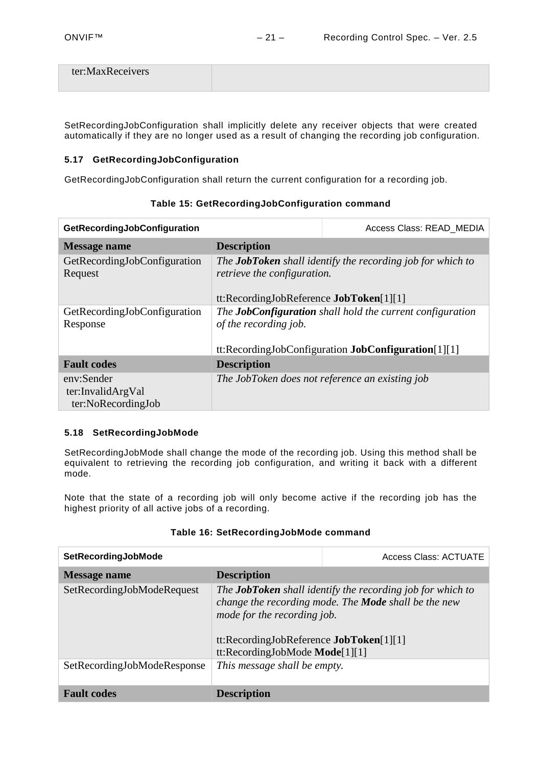| ter:MaxReceivers | |
|---|---|

SetRecordingJobConfiguration shall implicitly delete any receiver objects that were created automatically if they are no longer used as a result of changing the recording job configuration.

### 5.17 GetRecordingJobConfiguration

GetRecordingJobConfiguration shall return the current configuration for a recording job.

**Table 15: GetRecordingJobConfiguration command**

| **GetRecordingJobConfiguration** | Access Class: READ_MEDIA |
|---|---|
| **Message name** | **Description** |
| GetRecordingJobConfiguration Request | *The **JobToken** shall identify the recording job for which to retrieve the configuration.*<br><br>tt:RecordingJobReference **JobToken**[1][1] |
| GetRecordingJobConfiguration Response | *The **JobConfiguration** shall hold the current configuration of the recording job.*<br><br>tt:RecordingJobConfiguration **JobConfiguration**[1][1] |
| **Fault codes** | **Description** |
| env:Sender<br>ter:InvalidArgVal<br>ter:NoRecordingJob | *The JobToken does not reference an existing job* |

### 5.18 SetRecordingJobMode

SetRecordingJobMode shall change the mode of the recording job. Using this method shall be equivalent to retrieving the recording job configuration, and writing it back with a different mode.

Note that the state of a recording job will only become active if the recording job has the highest priority of all active jobs of a recording.

**Table 16: SetRecordingJobMode command**

| **SetRecordingJobMode** | Access Class: ACTUATE |
|---|---|
| **Message name** | **Description** |
| SetRecordingJobModeRequest | *The **JobToken** shall identify the recording job for which to change the recording mode. The **Mode** shall be the new mode for the recording job.*<br><br>tt:RecordingJobReference **JobToken**[1][1]<br>tt:RecordingJobMode **Mode**[1][1] |
| SetRecordingJobModeResponse | *This message shall be empty.* |
| **Fault codes** | **Description** |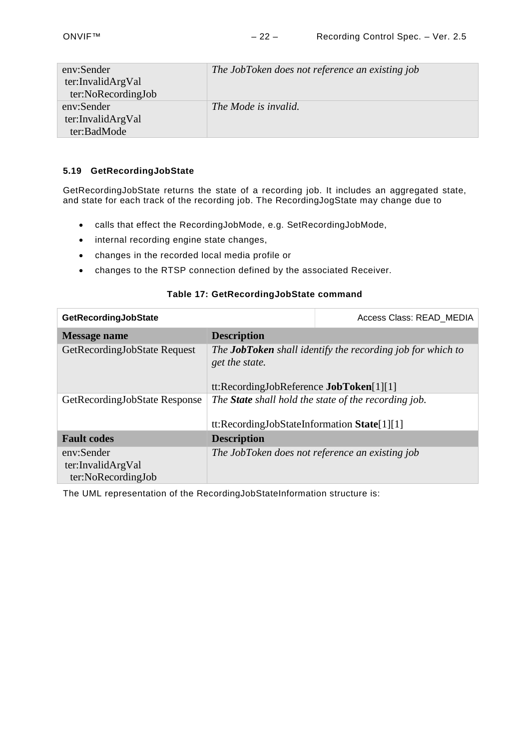| | |
|---|---|
| env:Sender<br>ter:InvalidArgVal<br>ter:NoRecordingJob | *The JobToken does not reference an existing job* |
| env:Sender<br>ter:InvalidArgVal<br>ter:BadMode | *The Mode is invalid.* |

### 5.19 GetRecordingJobState

GetRecordingJobState returns the state of a recording job. It includes an aggregated state, and state for each track of the recording job. The RecordingJogState may change due to

- calls that effect the RecordingJobMode, e.g. SetRecordingJobMode,
- internal recording engine state changes,
- changes in the recorded local media profile or
- changes to the RTSP connection defined by the associated Receiver.

**Table 17: GetRecordingJobState command**

| **GetRecordingJobState** | Access Class: READ_MEDIA |
|---|---|
| **Message name** | **Description** |
| GetRecordingJobState Request | *The **JobToken** shall identify the recording job for which to get the state.*<br><br>tt:RecordingJobReference **JobToken**[1][1] |
| GetRecordingJobState Response | *The **State** shall hold the state of the recording job.*<br><br>tt:RecordingJobStateInformation **State**[1][1] |
| **Fault codes** | **Description** |
| env:Sender<br>ter:InvalidArgVal<br>ter:NoRecordingJob | *The JobToken does not reference an existing job* |

The UML representation of the RecordingJobStateInformation structure is: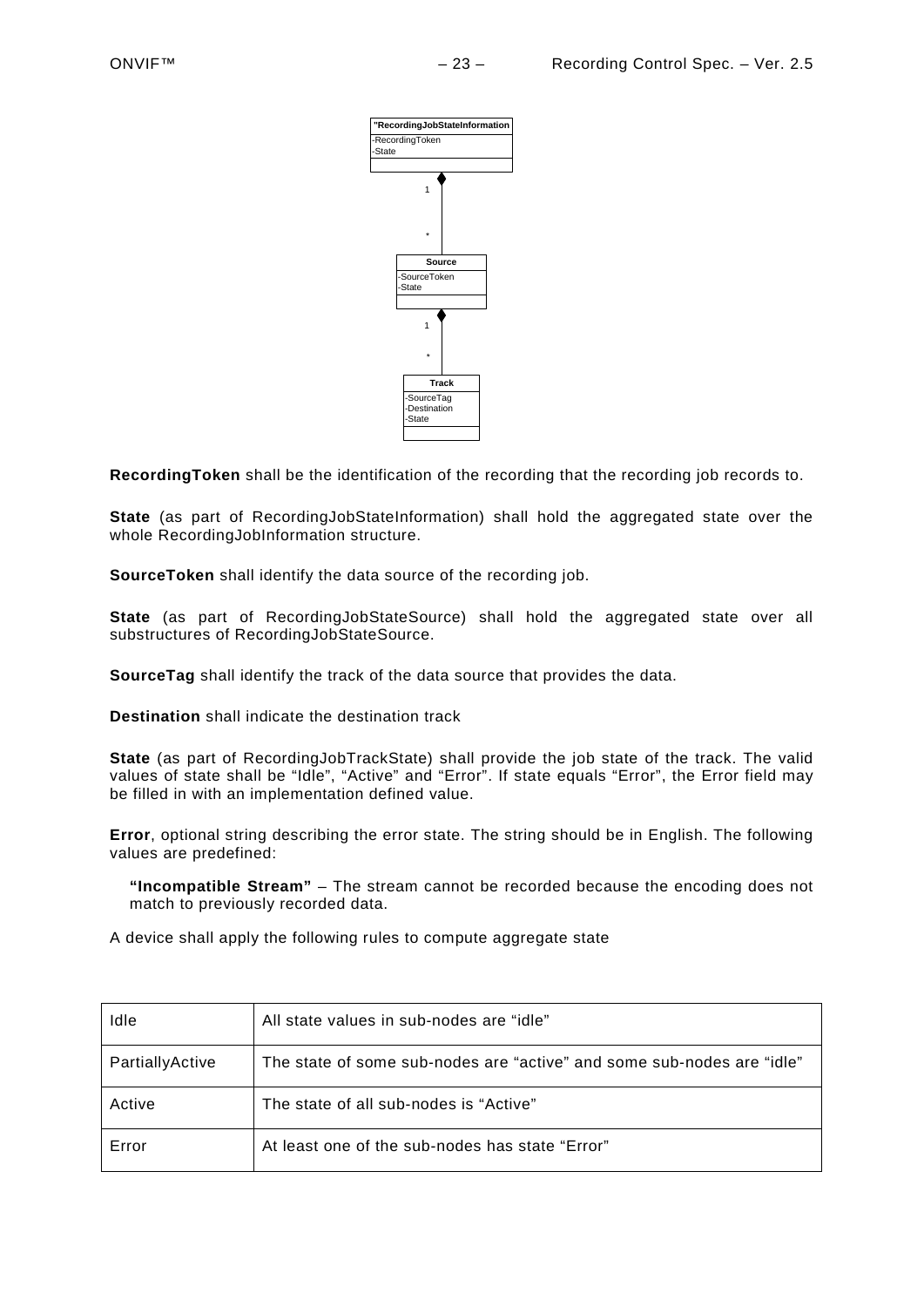"RecordingJobStateInformation
-RecordingToken
-State

1

*

Source
-SourceToken
-State

1

*

Track
-SourceTag
-Destination
-State

**RecordingToken** shall be the identification of the recording that the recording job records to.

**State** (as part of RecordingJobStateInformation) shall hold the aggregated state over the whole RecordingJobInformation structure.

**SourceToken** shall identify the data source of the recording job.

**State** (as part of RecordingJobStateSource) shall hold the aggregated state over all substructures of RecordingJobStateSource.

**SourceTag** shall identify the track of the data source that provides the data.

**Destination** shall indicate the destination track

**State** (as part of RecordingJobTrackState) shall provide the job state of the track. The valid values of state shall be "Idle", "Active" and "Error". If state equals "Error", the Error field may be filled in with an implementation defined value.

**Error**, optional string describing the error state. The string should be in English. The following values are predefined:

> **"Incompatible Stream"** – The stream cannot be recorded because the encoding does not match to previously recorded data.

A device shall apply the following rules to compute aggregate state

| | |
|---|---|
| Idle | All state values in sub-nodes are "idle" |
| PartiallyActive | The state of some sub-nodes are "active" and some sub-nodes are "idle" |
| Active | The state of all sub-nodes is "Active" |
| Error | At least one of the sub-nodes has state "Error" |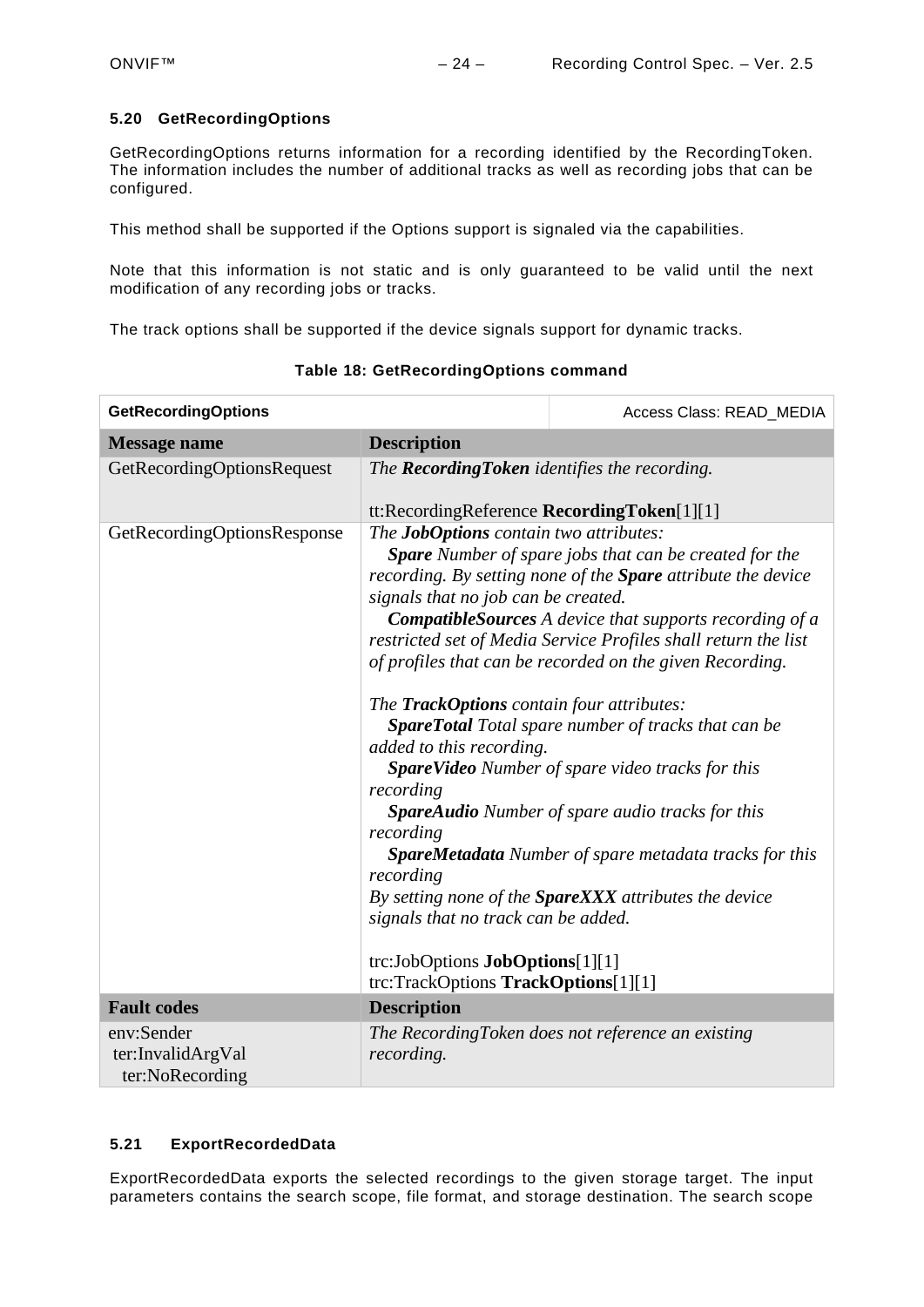### 5.20 GetRecordingOptions

GetRecordingOptions returns information for a recording identified by the RecordingToken. The information includes the number of additional tracks as well as recording jobs that can be configured.

This method shall be supported if the Options support is signaled via the capabilities.

Note that this information is not static and is only guaranteed to be valid until the next modification of any recording jobs or tracks.

The track options shall be supported if the device signals support for dynamic tracks.

**Table 18: GetRecordingOptions command**

| **GetRecordingOptions** | Access Class: READ_MEDIA |
|---|---|
| **Message name** | **Description** |
| GetRecordingOptionsRequest | *The **RecordingToken** identifies the recording.*<br><br>tt:RecordingReference **RecordingToken**[1][1] |
| GetRecordingOptionsResponse | *The **JobOptions** contain two attributes:*<br>*   **Spare** Number of spare jobs that can be created for the recording. By setting none of the **Spare** attribute the device signals that no job can be created.*<br>*   **CompatibleSources** A device that supports recording of a restricted set of Media Service Profiles shall return the list of profiles that can be recorded on the given Recording.*<br><br>*The **TrackOptions** contain four attributes:*<br>*   **SpareTotal** Total spare number of tracks that can be added to this recording.*<br>*   **SpareVideo** Number of spare video tracks for this recording*<br>*   **SpareAudio** Number of spare audio tracks for this recording*<br>*   **SpareMetadata** Number of spare metadata tracks for this recording*<br>*By setting none of the **SpareXXX** attributes the device signals that no track can be added.*<br><br>trc:JobOptions **JobOptions**[1][1]<br>trc:TrackOptions **TrackOptions**[1][1] |
| **Fault codes** | **Description** |
| env:Sender<br>ter:InvalidArgVal<br>ter:NoRecording | *The RecordingToken does not reference an existing recording.* |

### 5.21 ExportRecordedData

ExportRecordedData exports the selected recordings to the given storage target. The input parameters contains the search scope, file format, and storage destination. The search scope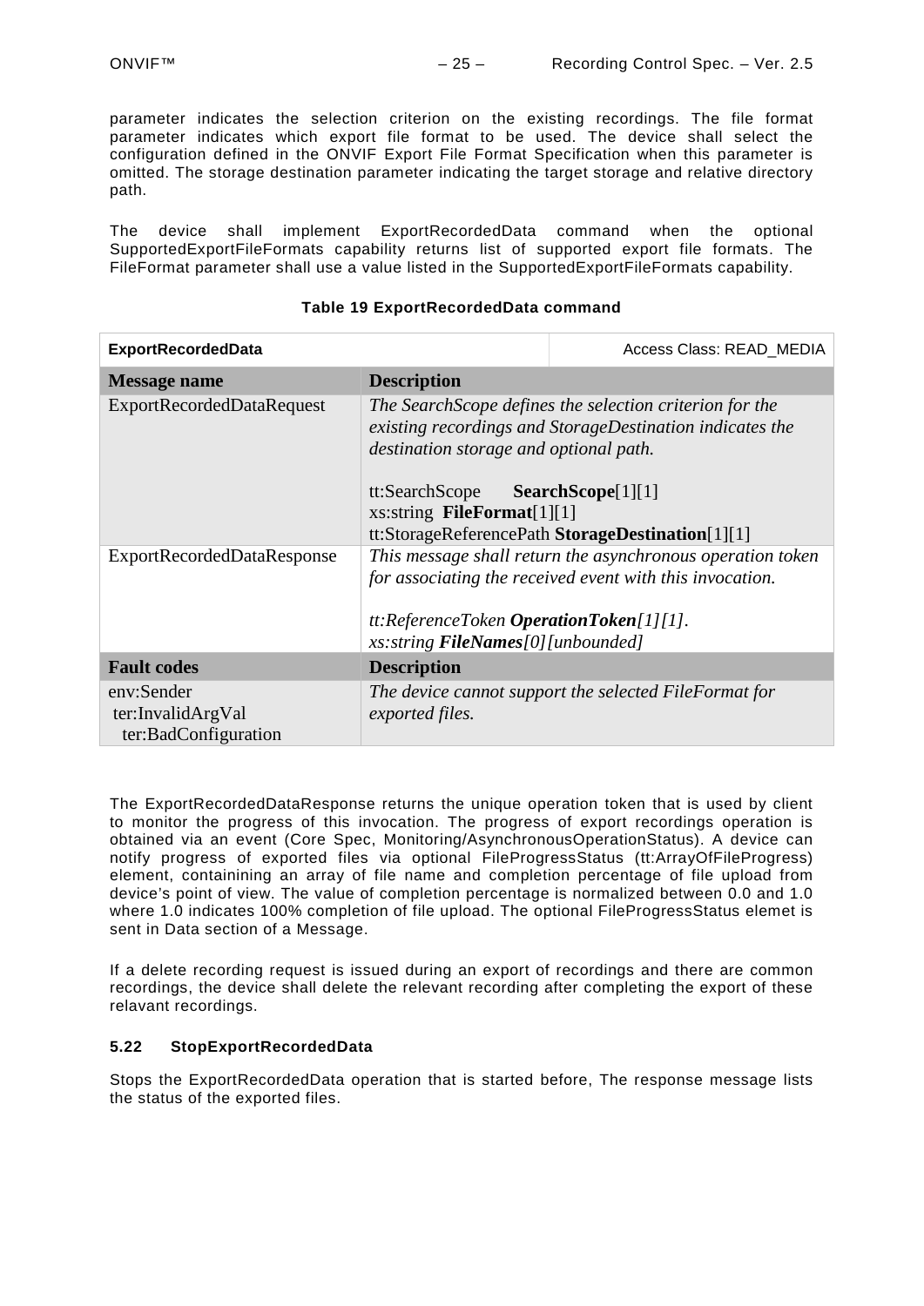parameter indicates the selection criterion on the existing recordings. The file format parameter indicates which export file format to be used. The device shall select the configuration defined in the ONVIF Export File Format Specification when this parameter is omitted. The storage destination parameter indicating the target storage and relative directory path.

The device shall implement ExportRecordedData command when the optional SupportedExportFileFormats capability returns list of supported export file formats. The FileFormat parameter shall use a value listed in the SupportedExportFileFormats capability.

**Table 19 ExportRecordedData command**

| **ExportRecordedData** | Access Class: READ_MEDIA |
|---|---|
| **Message name** | **Description** |
| ExportRecordedDataRequest | *The SearchScope defines the selection criterion for the existing recordings and StorageDestination indicates the destination storage and optional path.*<br><br>tt:SearchScope **SearchScope**[1][1]<br>xs:string **FileFormat**[1][1]<br>tt:StorageReferencePath **StorageDestination**[1][1] |
| ExportRecordedDataResponse | *This message shall return the asynchronous operation token for associating the received event with this invocation.*<br><br>*tt:ReferenceToken **OperationToken**[1][1].*<br>*xs:string **FileNames**[0][unbounded]* |
| **Fault codes** | **Description** |
| env:Sender<br>ter:InvalidArgVal<br>ter:BadConfiguration | *The device cannot support the selected FileFormat for exported files.* |

The ExportRecordedDataResponse returns the unique operation token that is used by client to monitor the progress of this invocation. The progress of export recordings operation is obtained via an event (Core Spec, Monitoring/AsynchronousOperationStatus). A device can notify progress of exported files via optional FileProgressStatus (tt:ArrayOfFileProgress) element, containining an array of file name and completion percentage of file upload from device's point of view. The value of completion percentage is normalized between 0.0 and 1.0 where 1.0 indicates 100% completion of file upload. The optional FileProgressStatus elemet is sent in Data section of a Message.

If a delete recording request is issued during an export of recordings and there are common recordings, the device shall delete the relevant recording after completing the export of these relavant recordings.

### 5.22 StopExportRecordedData

Stops the ExportRecordedData operation that is started before, The response message lists the status of the exported files.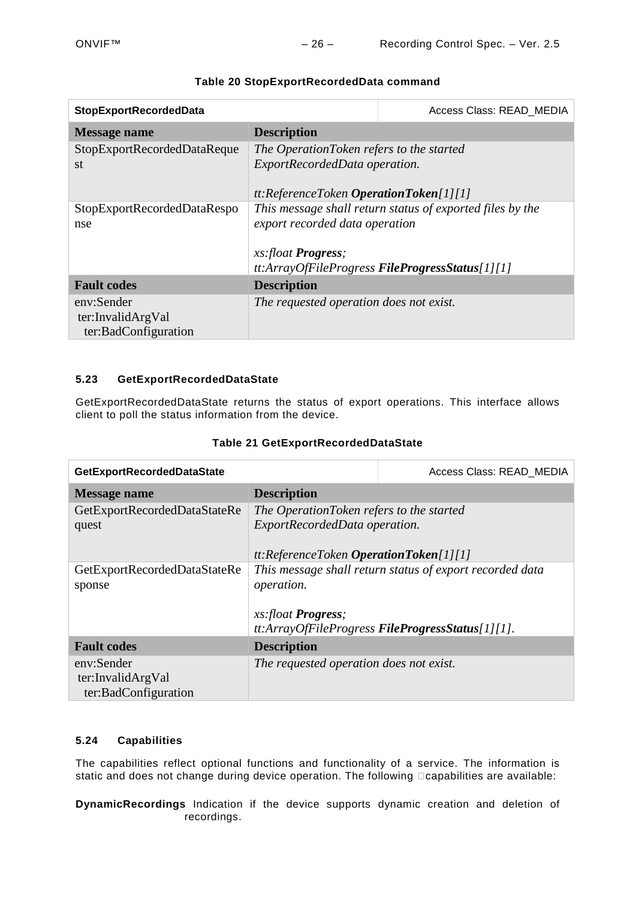**Table 20 StopExportRecordedData command**

| StopExportRecordedData | Access Class: READ_MEDIA |
|---|---|
| **Message name** | **Description** |
| StopExportRecordedDataRequest | *The OperationToken refers to the started ExportRecordedData operation.*<br><br>*tt:ReferenceToken **OperationToken**[1][1]* |
| StopExportRecordedDataResponse | *This message shall return status of exported files by the export recorded data operation*<br><br>*xs:float **Progress**;*<br>*tt:ArrayOfFileProgress **FileProgressStatus**[1][1]* |
| **Fault codes** | **Description** |
| env:Sender<br>ter:InvalidArgVal<br>ter:BadConfiguration | *The requested operation does not exist.* |

### 5.23 GetExportRecordedDataState

GetExportRecordedDataState returns the status of export operations. This interface allows client to poll the status information from the device.

**Table 21 GetExportRecordedDataState**

| GetExportRecordedDataState | Access Class: READ_MEDIA |
|---|---|
| **Message name** | **Description** |
| GetExportRecordedDataStateRequest | *The OperationToken refers to the started ExportRecordedData operation.*<br><br>*tt:ReferenceToken **OperationToken**[1][1]* |
| GetExportRecordedDataStateResponse | *This message shall return status of export recorded data operation.*<br><br>*xs:float **Progress**;*<br>*tt:ArrayOfFileProgress **FileProgressStatus**[1][1].* |
| **Fault codes** | **Description** |
| env:Sender<br>ter:InvalidArgVal<br>ter:BadConfiguration | *The requested operation does not exist.* |

### 5.24 Capabilities

The capabilities reflect optional functions and functionality of a service. The information is static and does not change during device operation. The following capabilities are available:

**DynamicRecordings** Indication if the device supports dynamic creation and deletion of recordings.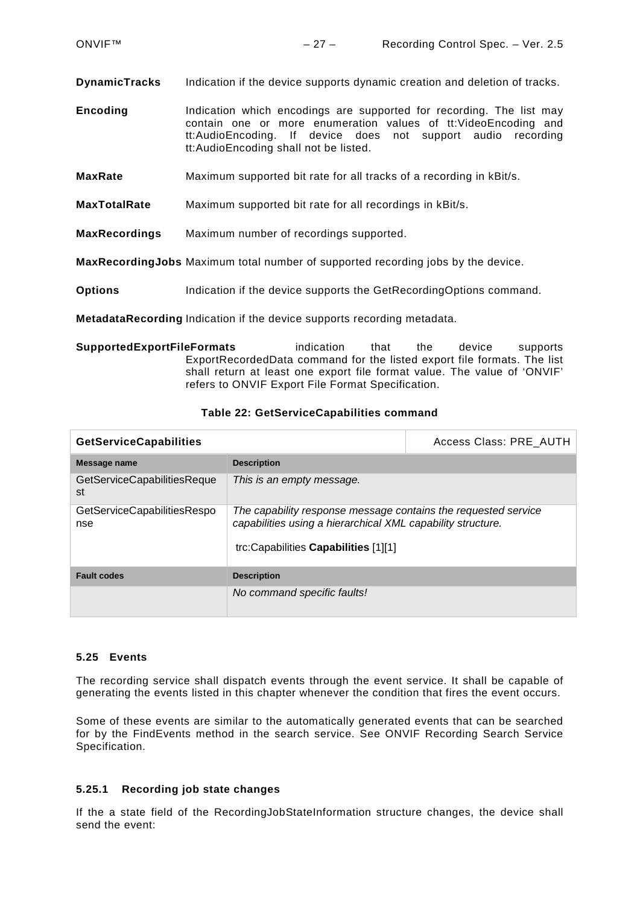**DynamicTracks** Indication if the device supports dynamic creation and deletion of tracks.

**Encoding** Indication which encodings are supported for recording. The list may contain one or more enumeration values of tt:VideoEncoding and tt:AudioEncoding. If device does not support audio recording tt:AudioEncoding shall not be listed.

**MaxRate** Maximum supported bit rate for all tracks of a recording in kBit/s.

**MaxTotalRate** Maximum supported bit rate for all recordings in kBit/s.

**MaxRecordings** Maximum number of recordings supported.

**MaxRecordingJobs** Maximum total number of supported recording jobs by the device.

**Options** Indication if the device supports the GetRecordingOptions command.

**MetadataRecording** Indication if the device supports recording metadata.

**SupportedExportFileFormats** indication that the device supports ExportRecordedData command for the listed export file formats. The list shall return at least one export file format value. The value of 'ONVIF' refers to ONVIF Export File Format Specification.

**Table 22: GetServiceCapabilities command**

| **GetServiceCapabilities** | | Access Class: PRE_AUTH |
|---|---|---|
| **Message name** | **Description** | |
| GetServiceCapabilitiesRequest | *This is an empty message.* | |
| GetServiceCapabilitiesResponse | *The capability response message contains the requested service capabilities using a hierarchical XML capability structure.*<br><br>trc:Capabilities **Capabilities** [1][1] | |
| **Fault codes** | **Description** | |
| | *No command specific faults!* | |

### 5.25 Events

The recording service shall dispatch events through the event service. It shall be capable of generating the events listed in this chapter whenever the condition that fires the event occurs.

Some of these events are similar to the automatically generated events that can be searched for by the FindEvents method in the search service. See ONVIF Recording Search Service Specification.

#### 5.25.1 Recording job state changes

If the a state field of the RecordingJobStateInformation structure changes, the device shall send the event: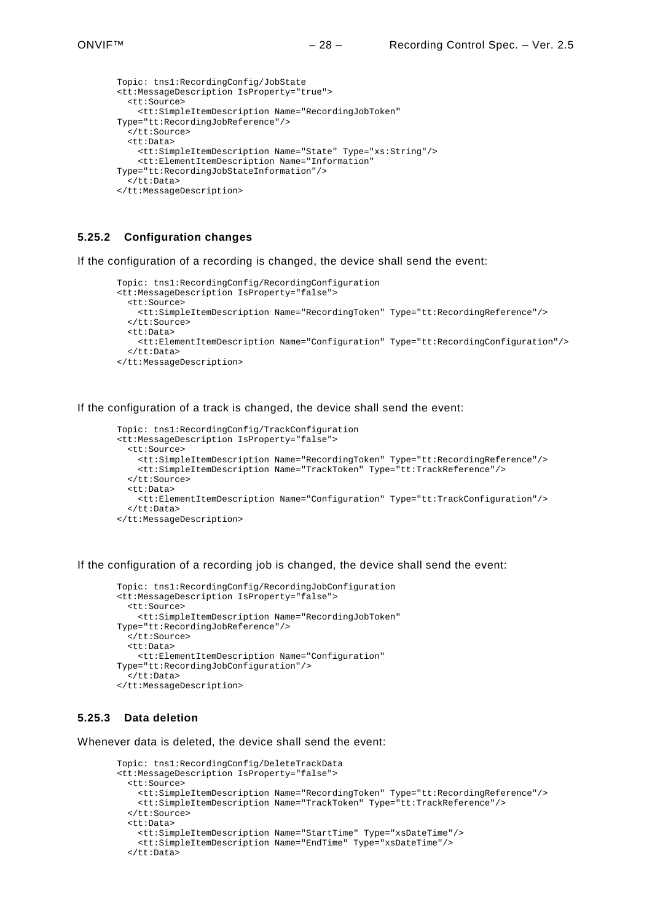```
Topic: tns1:RecordingConfig/JobState
<tt:MessageDescription IsProperty="true">
  <tt:Source>
    <tt:SimpleItemDescription Name="RecordingJobToken"
Type="tt:RecordingJobReference"/>
  </tt:Source>
  <tt:Data>
    <tt:SimpleItemDescription Name="State" Type="xs:String"/>
    <tt:ElementItemDescription Name="Information"
Type="tt:RecordingJobStateInformation"/>
  </tt:Data>
</tt:MessageDescription>
```

### 5.25.2 Configuration changes

If the configuration of a recording is changed, the device shall send the event:

```
Topic: tns1:RecordingConfig/RecordingConfiguration
<tt:MessageDescription IsProperty="false">
  <tt:Source>
    <tt:SimpleItemDescription Name="RecordingToken" Type="tt:RecordingReference"/>
  </tt:Source>
  <tt:Data>
    <tt:ElementItemDescription Name="Configuration" Type="tt:RecordingConfiguration"/>
  </tt:Data>
</tt:MessageDescription>
```

If the configuration of a track is changed, the device shall send the event:

```
Topic: tns1:RecordingConfig/TrackConfiguration
<tt:MessageDescription IsProperty="false">
  <tt:Source>
    <tt:SimpleItemDescription Name="RecordingToken" Type="tt:RecordingReference"/>
    <tt:SimpleItemDescription Name="TrackToken" Type="tt:TrackReference"/>
  </tt:Source>
  <tt:Data>
    <tt:ElementItemDescription Name="Configuration" Type="tt:TrackConfiguration"/>
  </tt:Data>
</tt:MessageDescription>
```

If the configuration of a recording job is changed, the device shall send the event:

```
Topic: tns1:RecordingConfig/RecordingJobConfiguration
<tt:MessageDescription IsProperty="false">
  <tt:Source>
    <tt:SimpleItemDescription Name="RecordingJobToken"
Type="tt:RecordingJobReference"/>
  </tt:Source>
  <tt:Data>
    <tt:ElementItemDescription Name="Configuration"
Type="tt:RecordingJobConfiguration"/>
  </tt:Data>
</tt:MessageDescription>
```

### 5.25.3 Data deletion

Whenever data is deleted, the device shall send the event:

```
Topic: tns1:RecordingConfig/DeleteTrackData
<tt:MessageDescription IsProperty="false">
  <tt:Source>
    <tt:SimpleItemDescription Name="RecordingToken" Type="tt:RecordingReference"/>
    <tt:SimpleItemDescription Name="TrackToken" Type="tt:TrackReference"/>
  </tt:Source>
  <tt:Data>
    <tt:SimpleItemDescription Name="StartTime" Type="xsDateTime"/>
    <tt:SimpleItemDescription Name="EndTime" Type="xsDateTime"/>
  </tt:Data>
```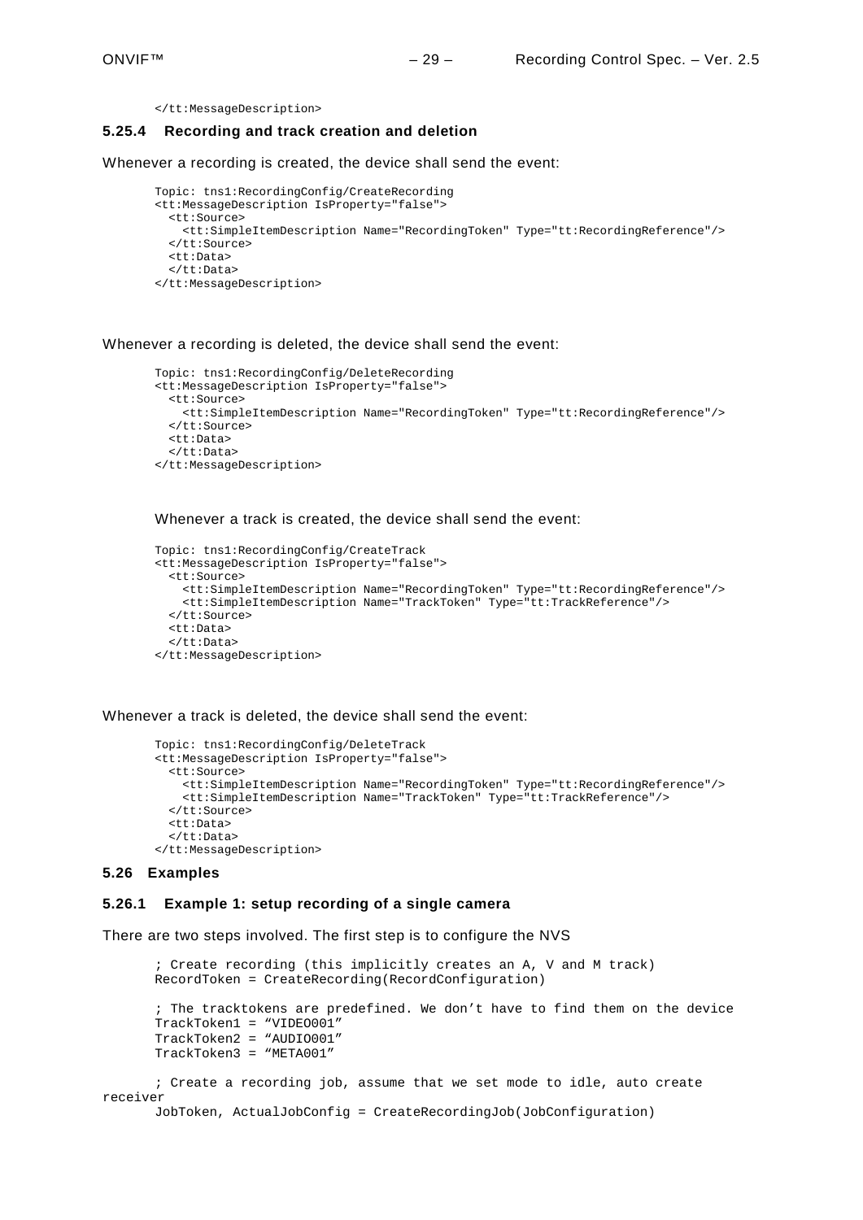```
</tt:MessageDescription>
```

### 5.25.4 Recording and track creation and deletion

Whenever a recording is created, the device shall send the event:

```
Topic: tns1:RecordingConfig/CreateRecording
<tt:MessageDescription IsProperty="false">
  <tt:Source>
    <tt:SimpleItemDescription Name="RecordingToken" Type="tt:RecordingReference"/>
  </tt:Source>
  <tt:Data>
  </tt:Data>
</tt:MessageDescription>
```

Whenever a recording is deleted, the device shall send the event:

```
Topic: tns1:RecordingConfig/DeleteRecording
<tt:MessageDescription IsProperty="false">
  <tt:Source>
    <tt:SimpleItemDescription Name="RecordingToken" Type="tt:RecordingReference"/>
  </tt:Source>
  <tt:Data>
  </tt:Data>
</tt:MessageDescription>
```

Whenever a track is created, the device shall send the event:

```
Topic: tns1:RecordingConfig/CreateTrack
<tt:MessageDescription IsProperty="false">
  <tt:Source>
    <tt:SimpleItemDescription Name="RecordingToken" Type="tt:RecordingReference"/>
    <tt:SimpleItemDescription Name="TrackToken" Type="tt:TrackReference"/>
  </tt:Source>
  <tt:Data>
  </tt:Data>
</tt:MessageDescription>
```

Whenever a track is deleted, the device shall send the event:

```
Topic: tns1:RecordingConfig/DeleteTrack
<tt:MessageDescription IsProperty="false">
  <tt:Source>
    <tt:SimpleItemDescription Name="RecordingToken" Type="tt:RecordingReference"/>
    <tt:SimpleItemDescription Name="TrackToken" Type="tt:TrackReference"/>
  </tt:Source>
  <tt:Data>
  </tt:Data>
</tt:MessageDescription>
```

## 5.26 Examples

### 5.26.1 Example 1: setup recording of a single camera

There are two steps involved. The first step is to configure the NVS

```
; Create recording (this implicitly creates an A, V and M track)
RecordToken = CreateRecording(RecordConfiguration)

; The tracktokens are predefined. We don't have to find them on the device
TrackToken1 = "VIDEO001"
TrackToken2 = "AUDIO001"
TrackToken3 = "META001"

; Create a recording job, assume that we set mode to idle, auto create receiver
JobToken, ActualJobConfig = CreateRecordingJob(JobConfiguration)
```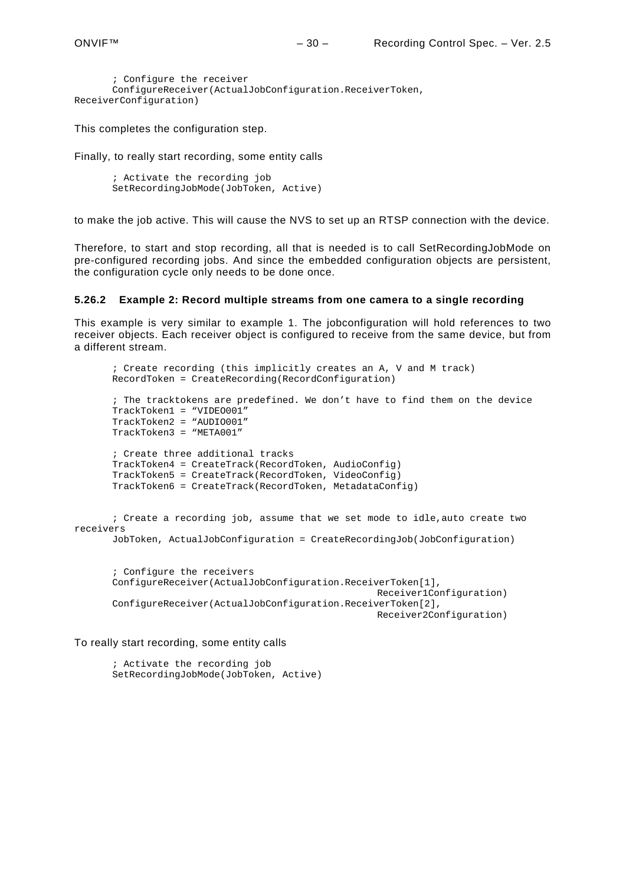```
      ; Configure the receiver
      ConfigureReceiver(ActualJobConfiguration.ReceiverToken,
ReceiverConfiguration)
```

This completes the configuration step.

Finally, to really start recording, some entity calls

```
      ; Activate the recording job
      SetRecordingJobMode(JobToken, Active)
```

to make the job active. This will cause the NVS to set up an RTSP connection with the device.

Therefore, to start and stop recording, all that is needed is to call SetRecordingJobMode on pre-configured recording jobs. And since the embedded configuration objects are persistent, the configuration cycle only needs to be done once.

### 5.26.2 Example 2: Record multiple streams from one camera to a single recording

This example is very similar to example 1. The jobconfiguration will hold references to two receiver objects. Each receiver object is configured to receive from the same device, but from a different stream.

```
      ; Create recording (this implicitly creates an A, V and M track)
      RecordToken = CreateRecording(RecordConfiguration)

      ; The tracktokens are predefined. We don’t have to find them on the device
      TrackToken1 = “VIDEO001”
      TrackToken2 = “AUDIO001”
      TrackToken3 = “META001”

      ; Create three additional tracks
      TrackToken4 = CreateTrack(RecordToken, AudioConfig)
      TrackToken5 = CreateTrack(RecordToken, VideoConfig)
      TrackToken6 = CreateTrack(RecordToken, MetadataConfig)


      ; Create a recording job, assume that we set mode to idle,auto create two
receivers
      JobToken, ActualJobConfiguration = CreateRecordingJob(JobConfiguration)


      ; Configure the receivers
      ConfigureReceiver(ActualJobConfiguration.ReceiverToken[1],
                                                   Receiver1Configuration)
      ConfigureReceiver(ActualJobConfiguration.ReceiverToken[2],
                                                   Receiver2Configuration)
```

To really start recording, some entity calls

```
      ; Activate the recording job
      SetRecordingJobMode(JobToken, Active)
```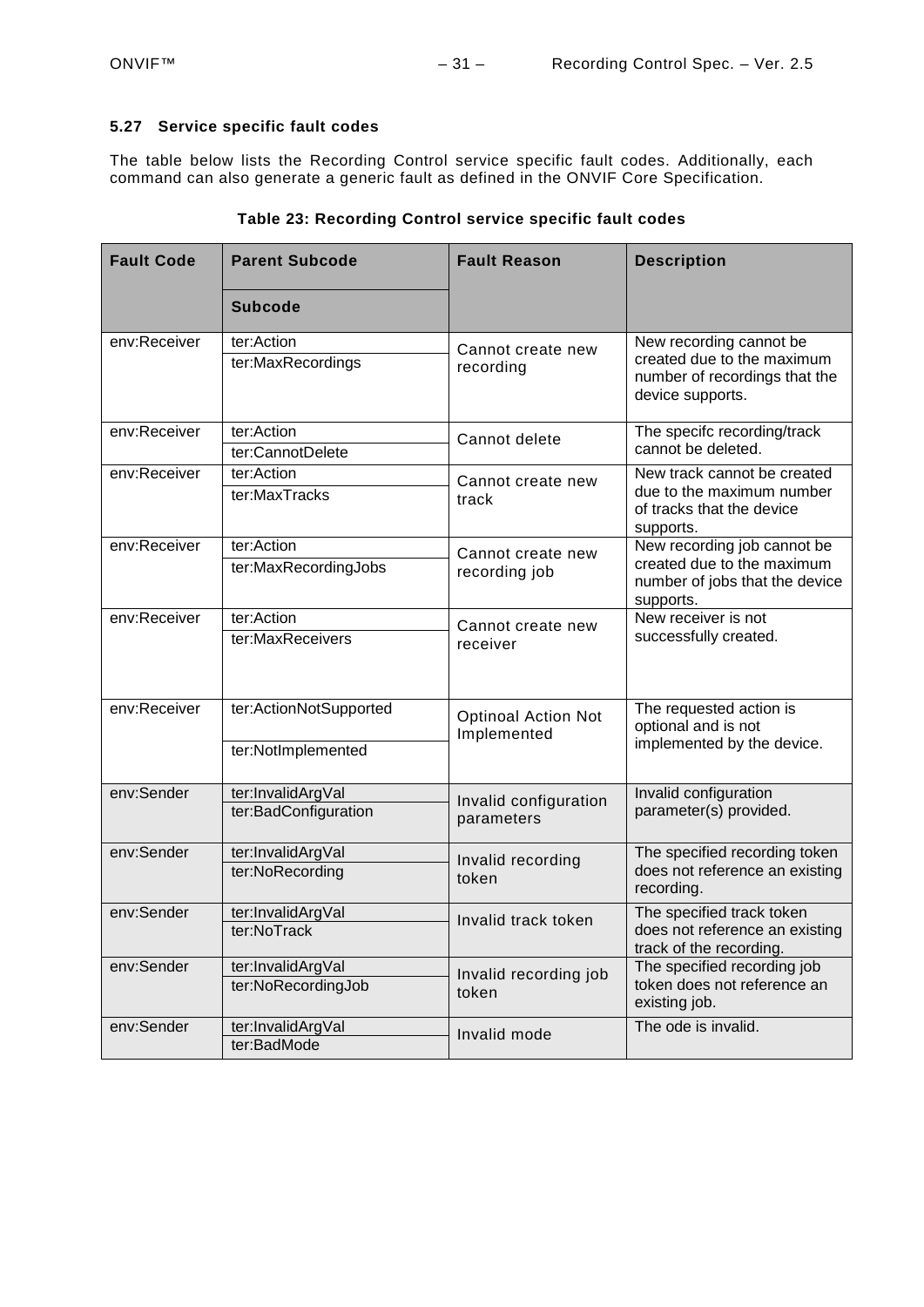### 5.27 Service specific fault codes

The table below lists the Recording Control service specific fault codes. Additionally, each command can also generate a generic fault as defined in the ONVIF Core Specification.

**Table 23: Recording Control service specific fault codes**

| Fault Code | Parent Subcode / Subcode | Fault Reason | Description |
|---|---|---|---|
| env:Receiver | ter:Action<br>ter:MaxRecordings | Cannot create new recording | New recording cannot be created due to the maximum number of recordings that the device supports. |
| env:Receiver | ter:Action<br>ter:CannotDelete | Cannot delete | The specifc recording/track cannot be deleted. |
| env:Receiver | ter:Action<br>ter:MaxTracks | Cannot create new track | New track cannot be created due to the maximum number of tracks that the device supports. |
| env:Receiver | ter:Action<br>ter:MaxRecordingJobs | Cannot create new recording job | New recording job cannot be created due to the maximum number of jobs that the device supports. |
| env:Receiver | ter:Action<br>ter:MaxReceivers | Cannot create new receiver | New receiver is not successfully created. |
| env:Receiver | ter:ActionNotSupported<br>ter:NotImplemented | Optinoal Action Not Implemented | The requested action is optional and is not implemented by the device. |
| env:Sender | ter:InvalidArgVal<br>ter:BadConfiguration | Invalid configuration parameters | Invalid configuration parameter(s) provided. |
| env:Sender | ter:InvalidArgVal<br>ter:NoRecording | Invalid recording token | The specified recording token does not reference an existing recording. |
| env:Sender | ter:InvalidArgVal<br>ter:NoTrack | Invalid track token | The specified track token does not reference an existing track of the recording. |
| env:Sender | ter:InvalidArgVal<br>ter:NoRecordingJob | Invalid recording job token | The specified recording job token does not reference an existing job. |
| env:Sender | ter:InvalidArgVal<br>ter:BadMode | Invalid mode | The ode is invalid. |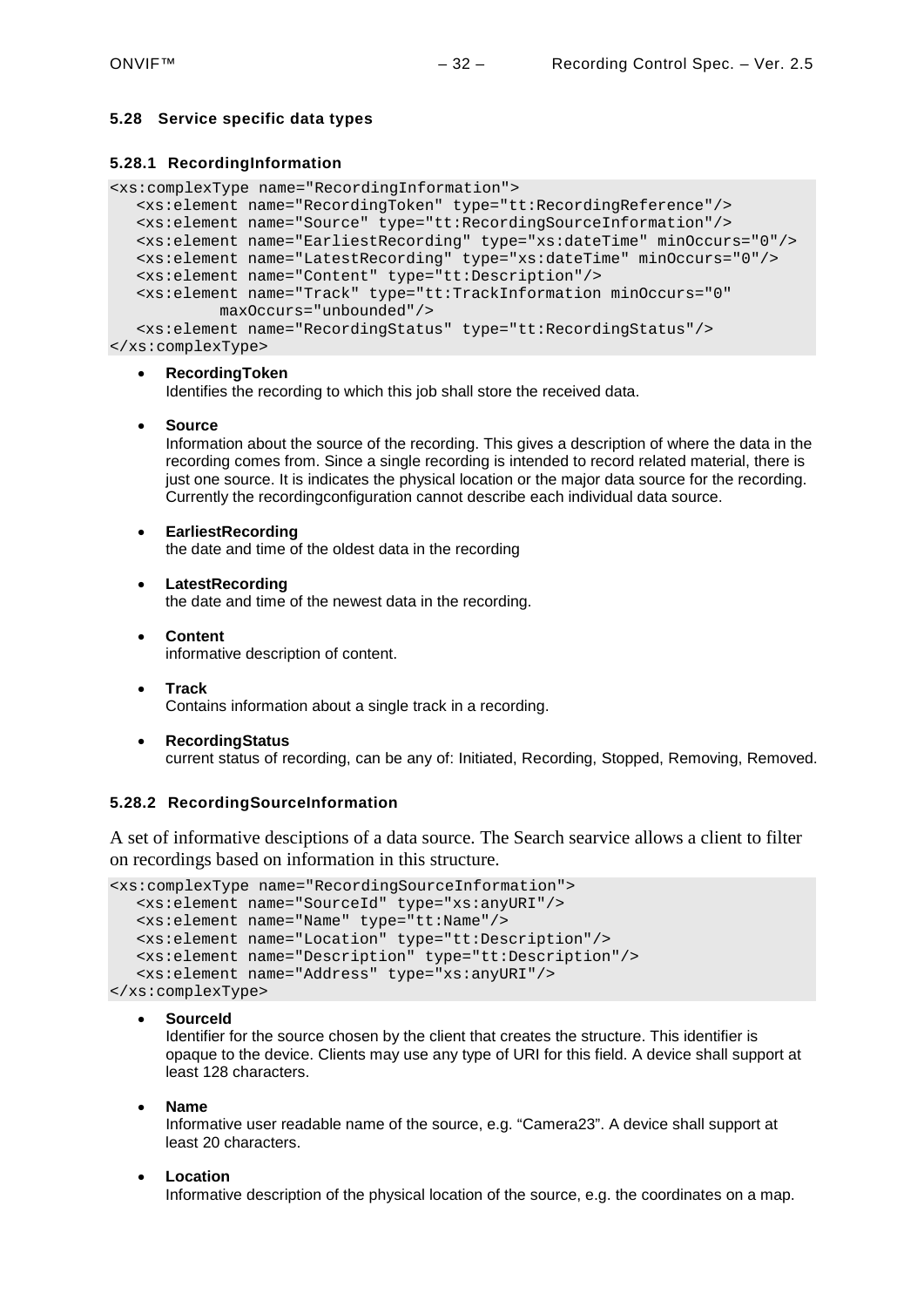### 5.28 Service specific data types

#### 5.28.1 RecordingInformation

```
<xs:complexType name="RecordingInformation">
   <xs:element name="RecordingToken" type="tt:RecordingReference"/>
   <xs:element name="Source" type="tt:RecordingSourceInformation"/>
   <xs:element name="EarliestRecording" type="xs:dateTime" minOccurs="0"/>
   <xs:element name="LatestRecording" type="xs:dateTime" minOccurs="0"/>
   <xs:element name="Content" type="tt:Description"/>
   <xs:element name="Track" type="tt:TrackInformation minOccurs="0"
           maxOccurs="unbounded"/>
   <xs:element name="RecordingStatus" type="tt:RecordingStatus"/>
</xs:complexType>
```

- **RecordingToken**
  Identifies the recording to which this job shall store the received data.

- **Source**
  Information about the source of the recording. This gives a description of where the data in the recording comes from. Since a single recording is intended to record related material, there is just one source. It is indicates the physical location or the major data source for the recording. Currently the recordingconfiguration cannot describe each individual data source.

- **EarliestRecording**
  the date and time of the oldest data in the recording

- **LatestRecording**
  the date and time of the newest data in the recording.

- **Content**
  informative description of content.

- **Track**
  Contains information about a single track in a recording.

- **RecordingStatus**
  current status of recording, can be any of: Initiated, Recording, Stopped, Removing, Removed.

#### 5.28.2 RecordingSourceInformation

A set of informative desciptions of a data source. The Search searvice allows a client to filter on recordings based on information in this structure.

```
<xs:complexType name="RecordingSourceInformation">
   <xs:element name="SourceId" type="xs:anyURI"/>
   <xs:element name="Name" type="tt:Name"/>
   <xs:element name="Location" type="tt:Description"/>
   <xs:element name="Description" type="tt:Description"/>
   <xs:element name="Address" type="xs:anyURI"/>
</xs:complexType>
```

- **SourceId**
  Identifier for the source chosen by the client that creates the structure. This identifier is opaque to the device. Clients may use any type of URI for this field. A device shall support at least 128 characters.

- **Name**
  Informative user readable name of the source, e.g. "Camera23". A device shall support at least 20 characters.

- **Location**
  Informative description of the physical location of the source, e.g. the coordinates on a map.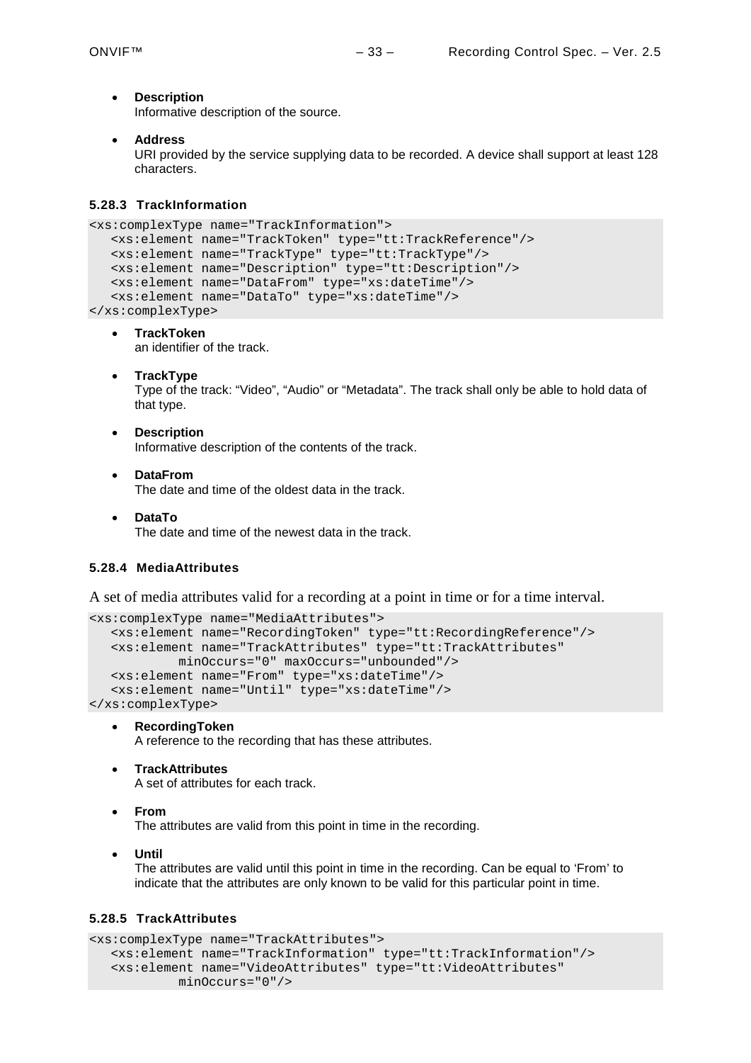- **Description**
  Informative description of the source.

- **Address**
  URI provided by the service supplying data to be recorded. A device shall support at least 128 characters.

#### 5.28.3 TrackInformation

```
<xs:complexType name="TrackInformation">
   <xs:element name="TrackToken" type="tt:TrackReference"/>
   <xs:element name="TrackType" type="tt:TrackType"/>
   <xs:element name="Description" type="tt:Description"/>
   <xs:element name="DataFrom" type="xs:dateTime"/>
   <xs:element name="DataTo" type="xs:dateTime"/>
</xs:complexType>
```

- **TrackToken**
  an identifier of the track.

- **TrackType**
  Type of the track: “Video”, “Audio” or “Metadata”. The track shall only be able to hold data of that type.

- **Description**
  Informative description of the contents of the track.

- **DataFrom**
  The date and time of the oldest data in the track.

- **DataTo**
  The date and time of the newest data in the track.

#### 5.28.4 MediaAttributes

A set of media attributes valid for a recording at a point in time or for a time interval.

```
<xs:complexType name="MediaAttributes">
   <xs:element name="RecordingToken" type="tt:RecordingReference"/>
   <xs:element name="TrackAttributes" type="tt:TrackAttributes"
            minOccurs="0" maxOccurs="unbounded"/>
   <xs:element name="From" type="xs:dateTime"/>
   <xs:element name="Until" type="xs:dateTime"/>
</xs:complexType>
```

- **RecordingToken**
  A reference to the recording that has these attributes.

- **TrackAttributes**
  A set of attributes for each track.

- **From**
  The attributes are valid from this point in time in the recording.

- **Until**
  The attributes are valid until this point in time in the recording. Can be equal to ‘From’ to indicate that the attributes are only known to be valid for this particular point in time.

#### 5.28.5 TrackAttributes

```
<xs:complexType name="TrackAttributes">
   <xs:element name="TrackInformation" type="tt:TrackInformation"/>
   <xs:element name="VideoAttributes" type="tt:VideoAttributes"
            minOccurs="0"/>
```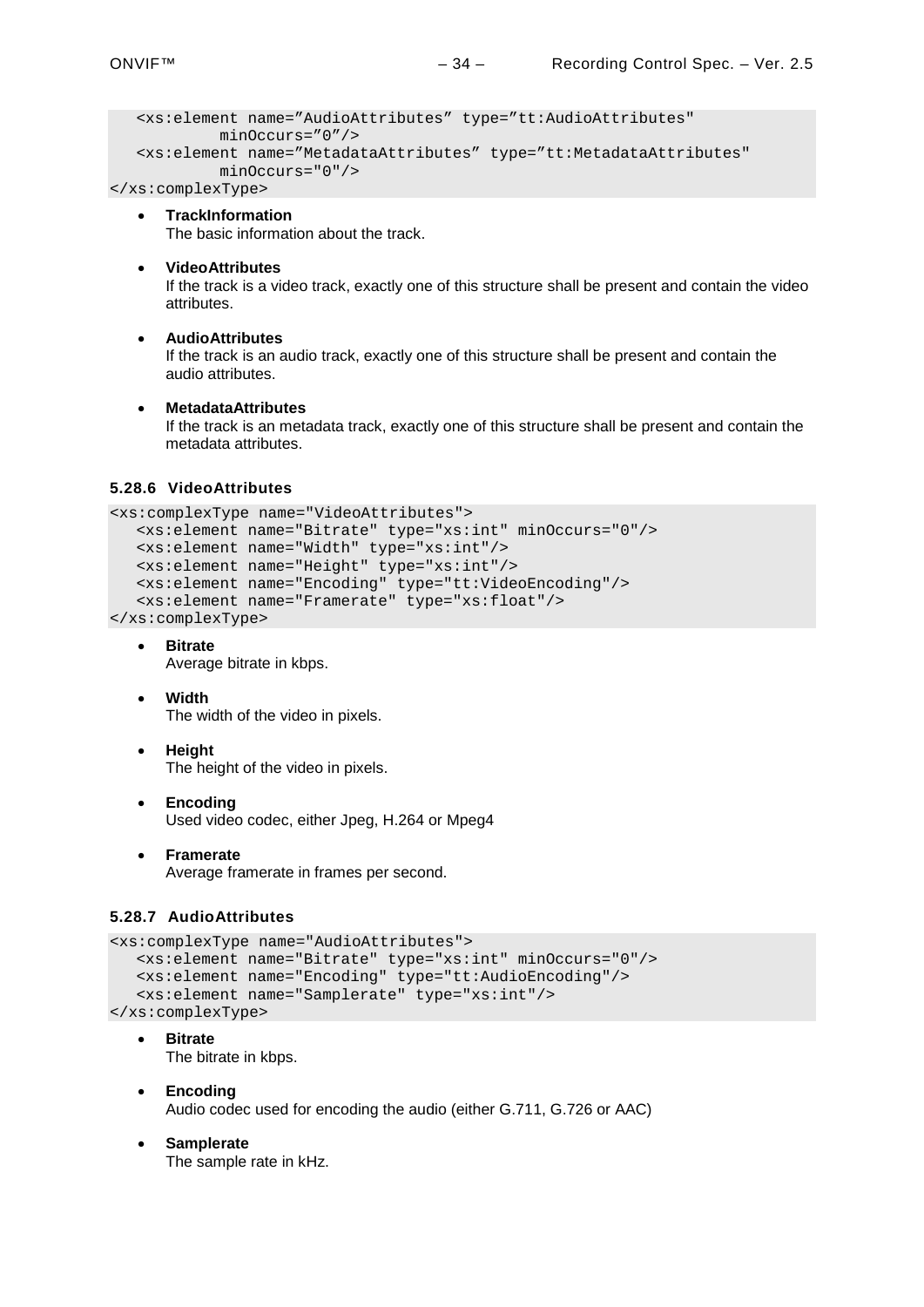```
   <xs:element name=”AudioAttributes” type=”tt:AudioAttributes"
           minOccurs="0”/>
   <xs:element name=”MetadataAttributes” type=”tt:MetadataAttributes"
           minOccurs="0"/>
</xs:complexType>
```

- **TrackInformation**
  The basic information about the track.

- **VideoAttributes**
  If the track is a video track, exactly one of this structure shall be present and contain the video attributes.

- **AudioAttributes**
  If the track is an audio track, exactly one of this structure shall be present and contain the audio attributes.

- **MetadataAttributes**
  If the track is an metadata track, exactly one of this structure shall be present and contain the metadata attributes.

#### 5.28.6 VideoAttributes

```
<xs:complexType name="VideoAttributes">
   <xs:element name="Bitrate" type="xs:int" minOccurs="0"/>
   <xs:element name="Width" type="xs:int"/>
   <xs:element name="Height" type="xs:int"/>
   <xs:element name="Encoding" type="tt:VideoEncoding"/>
   <xs:element name="Framerate" type="xs:float"/>
</xs:complexType>
```

- **Bitrate**
  Average bitrate in kbps.

- **Width**
  The width of the video in pixels.

- **Height**
  The height of the video in pixels.

- **Encoding**
  Used video codec, either Jpeg, H.264 or Mpeg4

- **Framerate**
  Average framerate in frames per second.

#### 5.28.7 AudioAttributes

```
<xs:complexType name="AudioAttributes">
   <xs:element name="Bitrate" type="xs:int" minOccurs="0"/>
   <xs:element name="Encoding" type="tt:AudioEncoding"/>
   <xs:element name="Samplerate" type="xs:int"/>
</xs:complexType>
```

- **Bitrate**
  The bitrate in kbps.

- **Encoding**
  Audio codec used for encoding the audio (either G.711, G.726 or AAC)

- **Samplerate**
  The sample rate in kHz.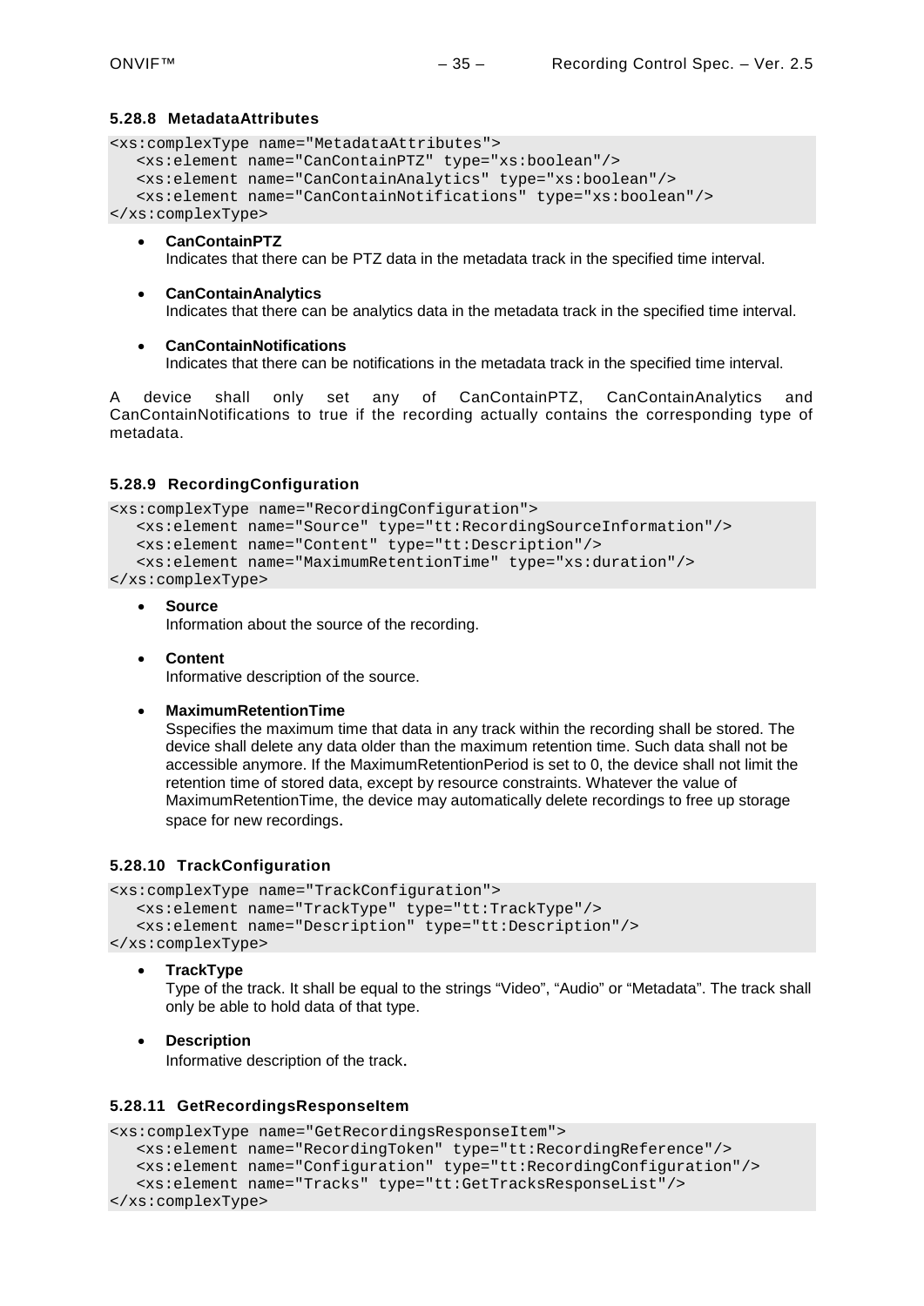### 5.28.8 MetadataAttributes

```
<xs:complexType name="MetadataAttributes">
   <xs:element name="CanContainPTZ" type="xs:boolean"/>
   <xs:element name="CanContainAnalytics" type="xs:boolean"/>
   <xs:element name="CanContainNotifications" type="xs:boolean"/>
</xs:complexType>
```

- **CanContainPTZ**
  Indicates that there can be PTZ data in the metadata track in the specified time interval.
- **CanContainAnalytics**
  Indicates that there can be analytics data in the metadata track in the specified time interval.
- **CanContainNotifications**
  Indicates that there can be notifications in the metadata track in the specified time interval.

A device shall only set any of CanContainPTZ, CanContainAnalytics and CanContainNotifications to true if the recording actually contains the corresponding type of metadata.

### 5.28.9 RecordingConfiguration

```
<xs:complexType name="RecordingConfiguration">
   <xs:element name="Source" type="tt:RecordingSourceInformation"/>
   <xs:element name="Content" type="tt:Description"/>
   <xs:element name="MaximumRetentionTime" type="xs:duration"/>
</xs:complexType>
```

- **Source**
  Information about the source of the recording.
- **Content**
  Informative description of the source.
- **MaximumRetentionTime**
  Sspecifies the maximum time that data in any track within the recording shall be stored. The device shall delete any data older than the maximum retention time. Such data shall not be accessible anymore. If the MaximumRetentionPeriod is set to 0, the device shall not limit the retention time of stored data, except by resource constraints. Whatever the value of MaximumRetentionTime, the device may automatically delete recordings to free up storage space for new recordings.

### 5.28.10 TrackConfiguration

```
<xs:complexType name="TrackConfiguration">
   <xs:element name="TrackType" type="tt:TrackType"/>
   <xs:element name="Description" type="tt:Description"/>
</xs:complexType>
```

- **TrackType**
  Type of the track. It shall be equal to the strings "Video", "Audio" or "Metadata". The track shall only be able to hold data of that type.
- **Description**
  Informative description of the track.

### 5.28.11 GetRecordingsResponseItem

```
<xs:complexType name="GetRecordingsResponseItem">
   <xs:element name="RecordingToken" type="tt:RecordingReference"/>
   <xs:element name="Configuration" type="tt:RecordingConfiguration"/>
   <xs:element name="Tracks" type="tt:GetTracksResponseList"/>
</xs:complexType>
```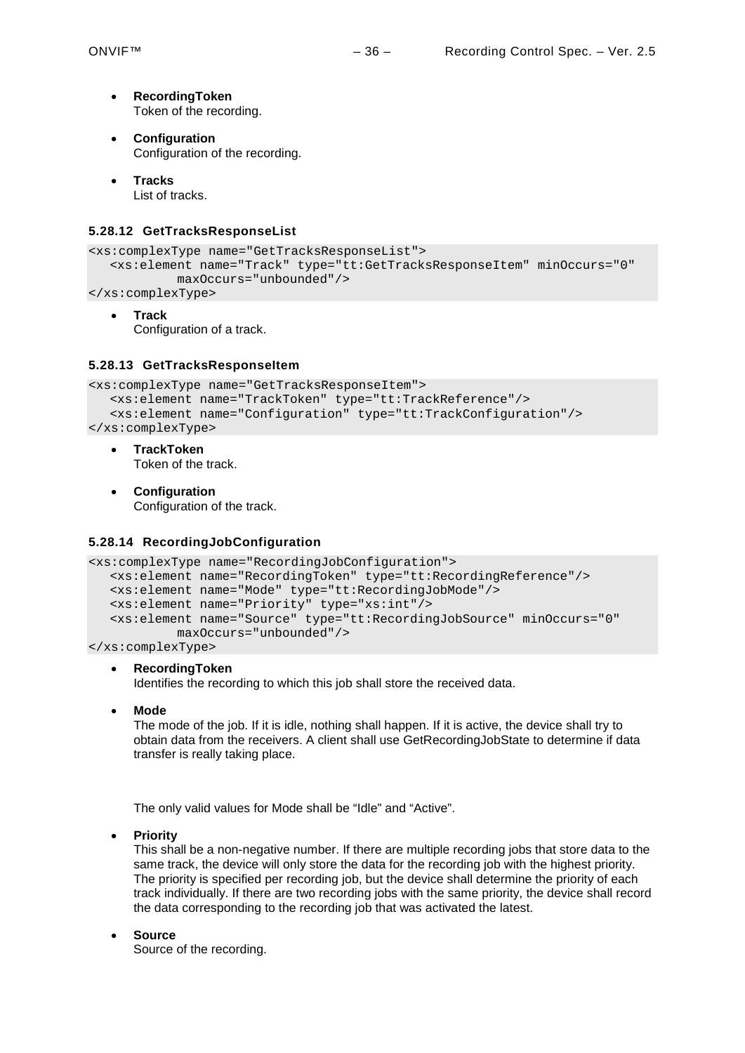- **RecordingToken**
  Token of the recording.

- **Configuration**
  Configuration of the recording.

- **Tracks**
  List of tracks.

### 5.28.12 GetTracksResponseList

```
<xs:complexType name="GetTracksResponseList">
   <xs:element name="Track" type="tt:GetTracksResponseItem" minOccurs="0"
           maxOccurs="unbounded"/>
</xs:complexType>
```

- **Track**
  Configuration of a track.

### 5.28.13 GetTracksResponseItem

```
<xs:complexType name="GetTracksResponseItem">
   <xs:element name="TrackToken" type="tt:TrackReference"/>
   <xs:element name="Configuration" type="tt:TrackConfiguration"/>
</xs:complexType>
```

- **TrackToken**
  Token of the track.

- **Configuration**
  Configuration of the track.

### 5.28.14 RecordingJobConfiguration

```
<xs:complexType name="RecordingJobConfiguration">
   <xs:element name="RecordingToken" type="tt:RecordingReference"/>
   <xs:element name="Mode" type="tt:RecordingJobMode"/>
   <xs:element name="Priority" type="xs:int"/>
   <xs:element name="Source" type="tt:RecordingJobSource" minOccurs="0"
           maxOccurs="unbounded"/>
</xs:complexType>
```

- **RecordingToken**
  Identifies the recording to which this job shall store the received data.

- **Mode**
  The mode of the job. If it is idle, nothing shall happen. If it is active, the device shall try to obtain data from the receivers. A client shall use GetRecordingJobState to determine if data transfer is really taking place.

  The only valid values for Mode shall be "Idle" and "Active".

- **Priority**
  This shall be a non-negative number. If there are multiple recording jobs that store data to the same track, the device will only store the data for the recording job with the highest priority. The priority is specified per recording job, but the device shall determine the priority of each track individually. If there are two recording jobs with the same priority, the device shall record the data corresponding to the recording job that was activated the latest.

- **Source**
  Source of the recording.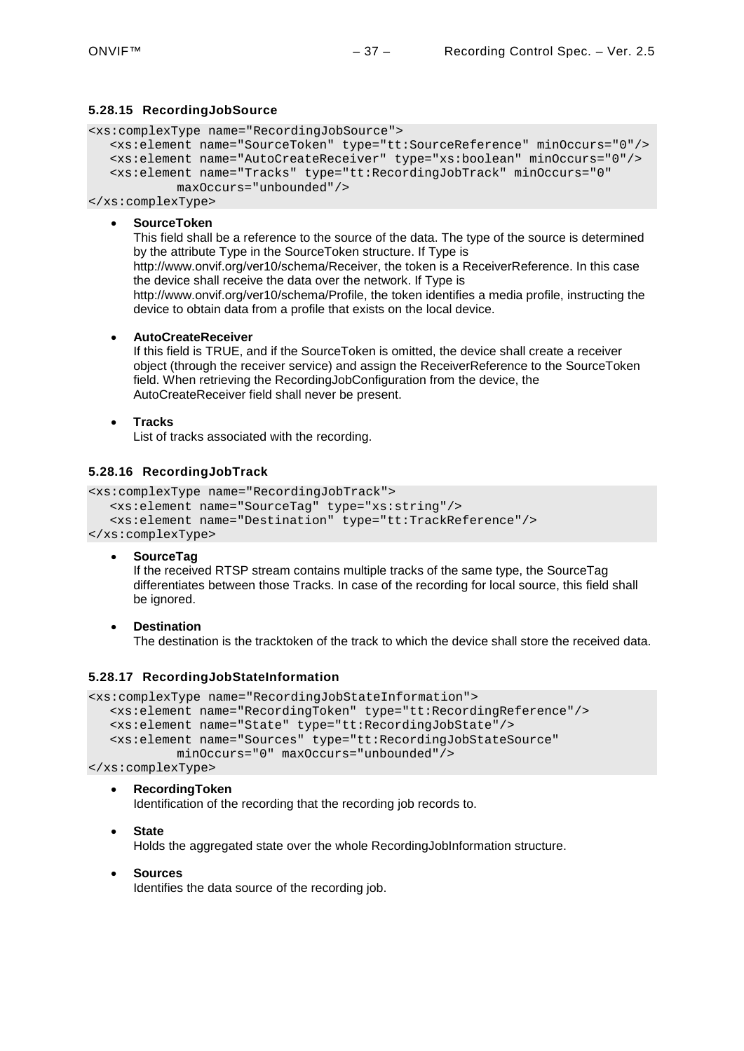### 5.28.15 RecordingJobSource

```
<xs:complexType name="RecordingJobSource">
   <xs:element name="SourceToken" type="tt:SourceReference" minOccurs="0"/>
   <xs:element name="AutoCreateReceiver" type="xs:boolean" minOccurs="0"/>
   <xs:element name="Tracks" type="tt:RecordingJobTrack" minOccurs="0"
           maxOccurs="unbounded"/>
</xs:complexType>
```

- **SourceToken**
  This field shall be a reference to the source of the data. The type of the source is determined by the attribute Type in the SourceToken structure. If Type is http://www.onvif.org/ver10/schema/Receiver, the token is a ReceiverReference. In this case the device shall receive the data over the network. If Type is http://www.onvif.org/ver10/schema/Profile, the token identifies a media profile, instructing the device to obtain data from a profile that exists on the local device.

- **AutoCreateReceiver**
  If this field is TRUE, and if the SourceToken is omitted, the device shall create a receiver object (through the receiver service) and assign the ReceiverReference to the SourceToken field. When retrieving the RecordingJobConfiguration from the device, the AutoCreateReceiver field shall never be present.

- **Tracks**
  List of tracks associated with the recording.

### 5.28.16 RecordingJobTrack

```
<xs:complexType name="RecordingJobTrack">
   <xs:element name="SourceTag" type="xs:string"/>
   <xs:element name="Destination" type="tt:TrackReference"/>
</xs:complexType>
```

- **SourceTag**
  If the received RTSP stream contains multiple tracks of the same type, the SourceTag differentiates between those Tracks. In case of the recording for local source, this field shall be ignored.

- **Destination**
  The destination is the tracktoken of the track to which the device shall store the received data.

### 5.28.17 RecordingJobStateInformation

```
<xs:complexType name="RecordingJobStateInformation">
   <xs:element name="RecordingToken" type="tt:RecordingReference"/>
   <xs:element name="State" type="tt:RecordingJobState"/>
   <xs:element name="Sources" type="tt:RecordingJobStateSource"
           minOccurs="0" maxOccurs="unbounded"/>
</xs:complexType>
```

- **RecordingToken**
  Identification of the recording that the recording job records to.

- **State**
  Holds the aggregated state over the whole RecordingJobInformation structure.

- **Sources**
  Identifies the data source of the recording job.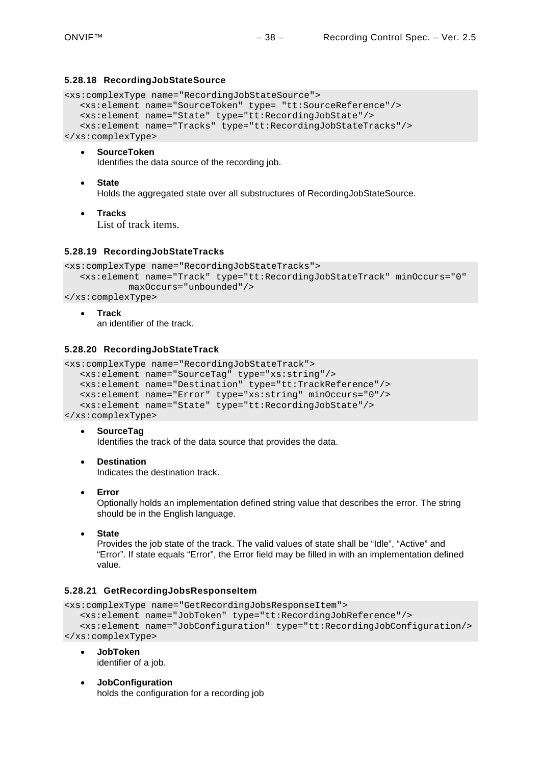#### 5.28.18 RecordingJobStateSource

```
<xs:complexType name="RecordingJobStateSource">
   <xs:element name="SourceToken" type= "tt:SourceReference"/>
   <xs:element name="State" type="tt:RecordingJobState"/>
   <xs:element name="Tracks" type="tt:RecordingJobStateTracks"/>
</xs:complexType>
```

- **SourceToken**
  Identifies the data source of the recording job.
- **State**
  Holds the aggregated state over all substructures of RecordingJobStateSource.
- **Tracks**
  List of track items.

#### 5.28.19 RecordingJobStateTracks

```
<xs:complexType name="RecordingJobStateTracks">
   <xs:element name="Track" type="tt:RecordingJobStateTrack" minOccurs="0"
          maxOccurs="unbounded"/>
</xs:complexType>
```

- **Track**
  an identifier of the track.

#### 5.28.20 RecordingJobStateTrack

```
<xs:complexType name="RecordingJobStateTrack">
   <xs:element name="SourceTag" type="xs:string"/>
   <xs:element name="Destination" type="tt:TrackReference"/>
   <xs:element name="Error" type="xs:string" minOccurs="0"/>
   <xs:element name="State" type="tt:RecordingJobState"/>
</xs:complexType>
```

- **SourceTag**
  Identifies the track of the data source that provides the data.
- **Destination**
  Indicates the destination track.
- **Error**
  Optionally holds an implementation defined string value that describes the error. The string should be in the English language.
- **State**
  Provides the job state of the track. The valid values of state shall be "Idle", "Active" and "Error". If state equals "Error", the Error field may be filled in with an implementation defined value.

#### 5.28.21 GetRecordingJobsResponseItem

```
<xs:complexType name="GetRecordingJobsResponseItem">
   <xs:element name="JobToken" type="tt:RecordingJobReference"/>
   <xs:element name="JobConfiguration" type="tt:RecordingJobConfiguration/>
</xs:complexType>
```

- **JobToken**
  identifier of a job.
- **JobConfiguration**
  holds the configuration for a recording job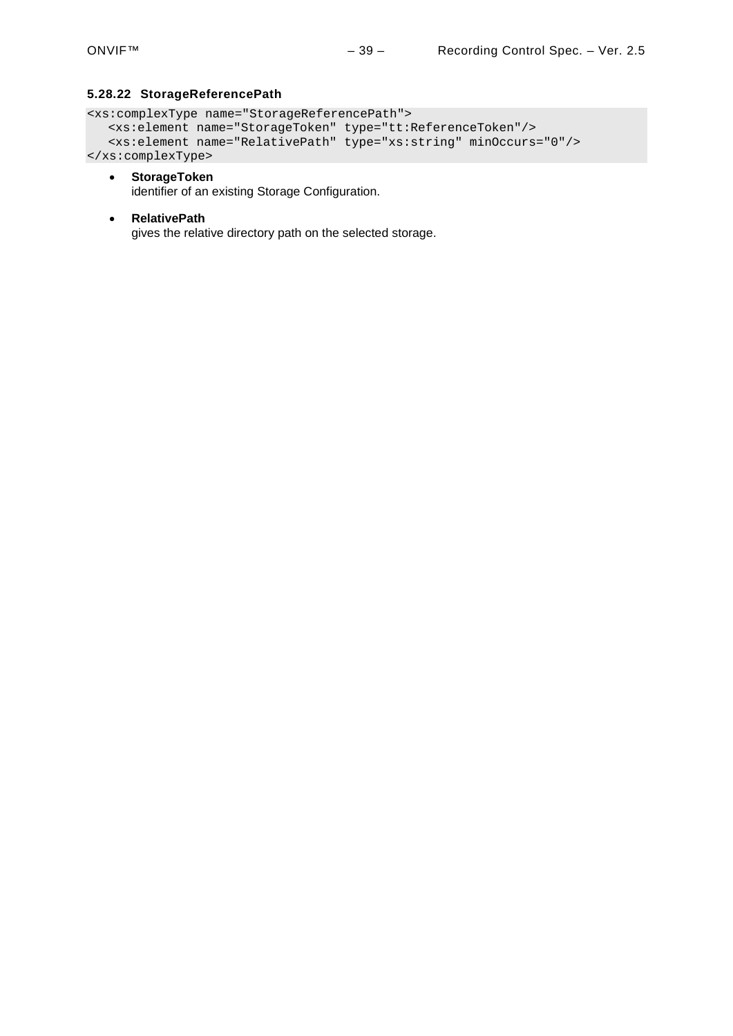### 5.28.22 StorageReferencePath

```
<xs:complexType name="StorageReferencePath">
   <xs:element name="StorageToken" type="tt:ReferenceToken"/>
   <xs:element name="RelativePath" type="xs:string" minOccurs="0"/>
</xs:complexType>
```

- **StorageToken**
  identifier of an existing Storage Configuration.

- **RelativePath**
  gives the relative directory path on the selected storage.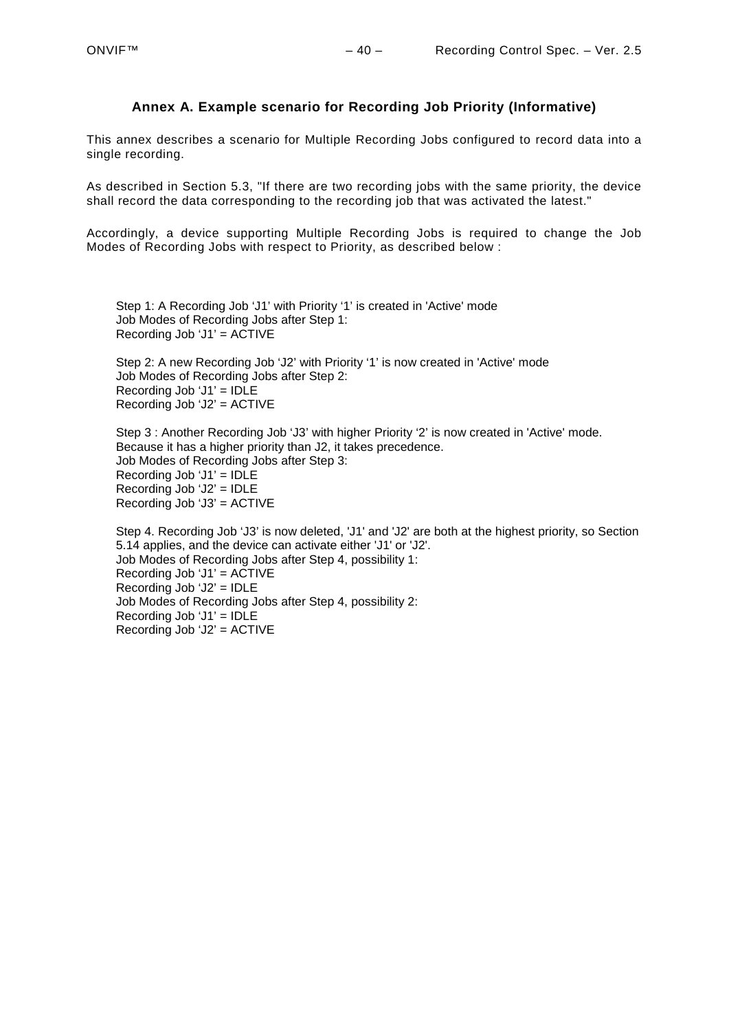# Annex A. Example scenario for Recording Job Priority (Informative)

This annex describes a scenario for Multiple Recording Jobs configured to record data into a single recording.

As described in Section 5.3, "If there are two recording jobs with the same priority, the device shall record the data corresponding to the recording job that was activated the latest."

Accordingly, a device supporting Multiple Recording Jobs is required to change the Job Modes of Recording Jobs with respect to Priority, as described below :

Step 1: A Recording Job 'J1' with Priority '1' is created in 'Active' mode
Job Modes of Recording Jobs after Step 1:
Recording Job 'J1' = ACTIVE

Step 2: A new Recording Job 'J2' with Priority '1' is now created in 'Active' mode
Job Modes of Recording Jobs after Step 2:
Recording Job 'J1' = IDLE
Recording Job 'J2' = ACTIVE

Step 3 : Another Recording Job 'J3' with higher Priority '2' is now created in 'Active' mode. Because it has a higher priority than J2, it takes precedence.
Job Modes of Recording Jobs after Step 3:
Recording Job 'J1' = IDLE
Recording Job 'J2' = IDLE
Recording Job 'J3' = ACTIVE

Step 4. Recording Job 'J3' is now deleted, 'J1' and 'J2' are both at the highest priority, so Section 5.14 applies, and the device can activate either 'J1' or 'J2'.
Job Modes of Recording Jobs after Step 4, possibility 1:
Recording Job 'J1' = ACTIVE
Recording Job 'J2' = IDLE
Job Modes of Recording Jobs after Step 4, possibility 2:
Recording Job 'J1' = IDLE
Recording Job 'J2' = ACTIVE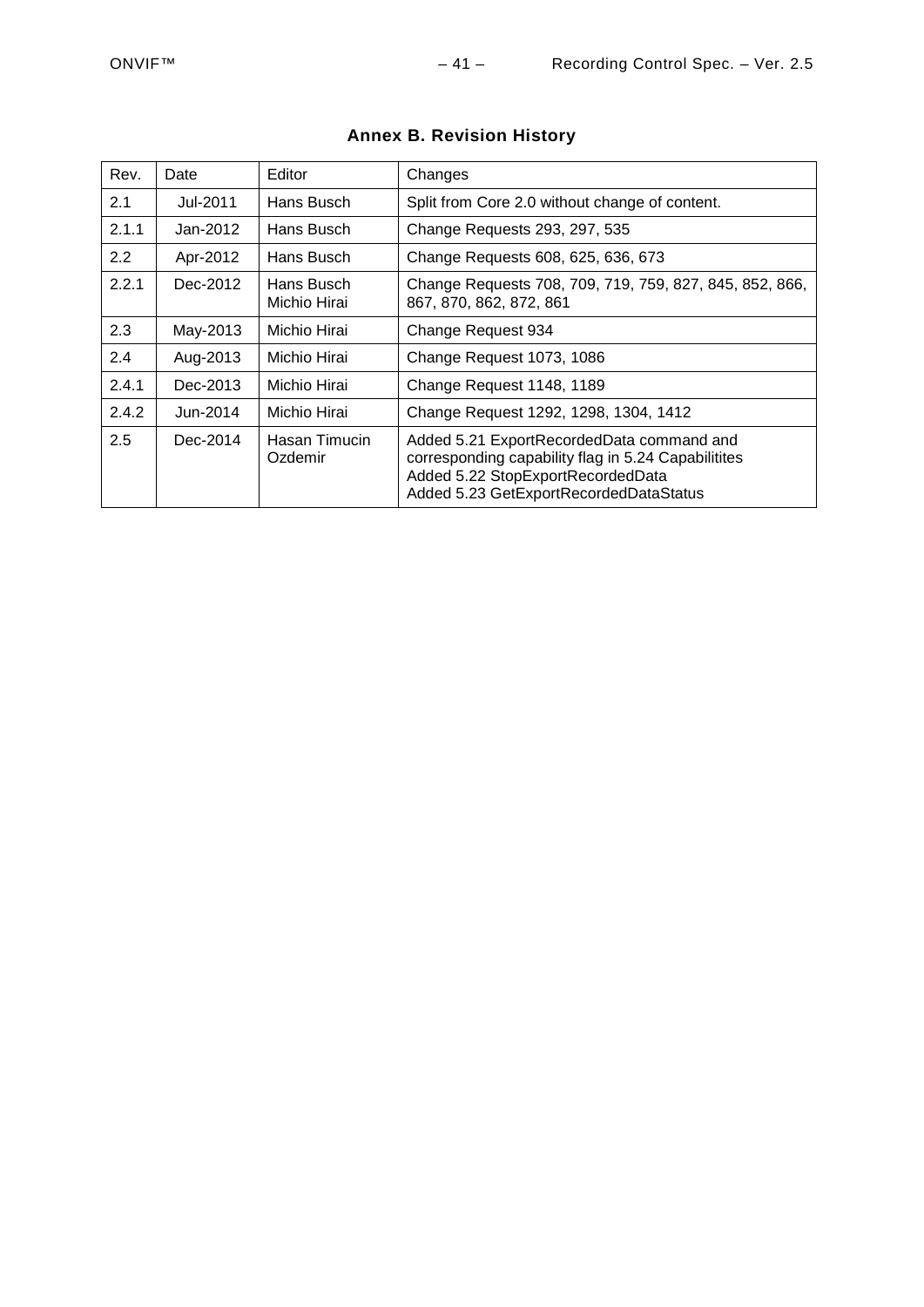# Annex B. Revision History

| Rev. | Date | Editor | Changes |
|---|---|---|---|
| 2.1 | Jul-2011 | Hans Busch | Split from Core 2.0 without change of content. |
| 2.1.1 | Jan-2012 | Hans Busch | Change Requests 293, 297, 535 |
| 2.2 | Apr-2012 | Hans Busch | Change Requests 608, 625, 636, 673 |
| 2.2.1 | Dec-2012 | Hans Busch<br>Michio Hirai | Change Requests 708, 709, 719, 759, 827, 845, 852, 866, 867, 870, 862, 872, 861 |
| 2.3 | May-2013 | Michio Hirai | Change Request 934 |
| 2.4 | Aug-2013 | Michio Hirai | Change Request 1073, 1086 |
| 2.4.1 | Dec-2013 | Michio Hirai | Change Request 1148, 1189 |
| 2.4.2 | Jun-2014 | Michio Hirai | Change Request 1292, 1298, 1304, 1412 |
| 2.5 | Dec-2014 | Hasan Timucin Ozdemir | Added 5.21 ExportRecordedData command and corresponding capability flag in 5.24 Capabilitites<br>Added 5.22 StopExportRecordedData<br>Added 5.23 GetExportRecordedDataStatus |